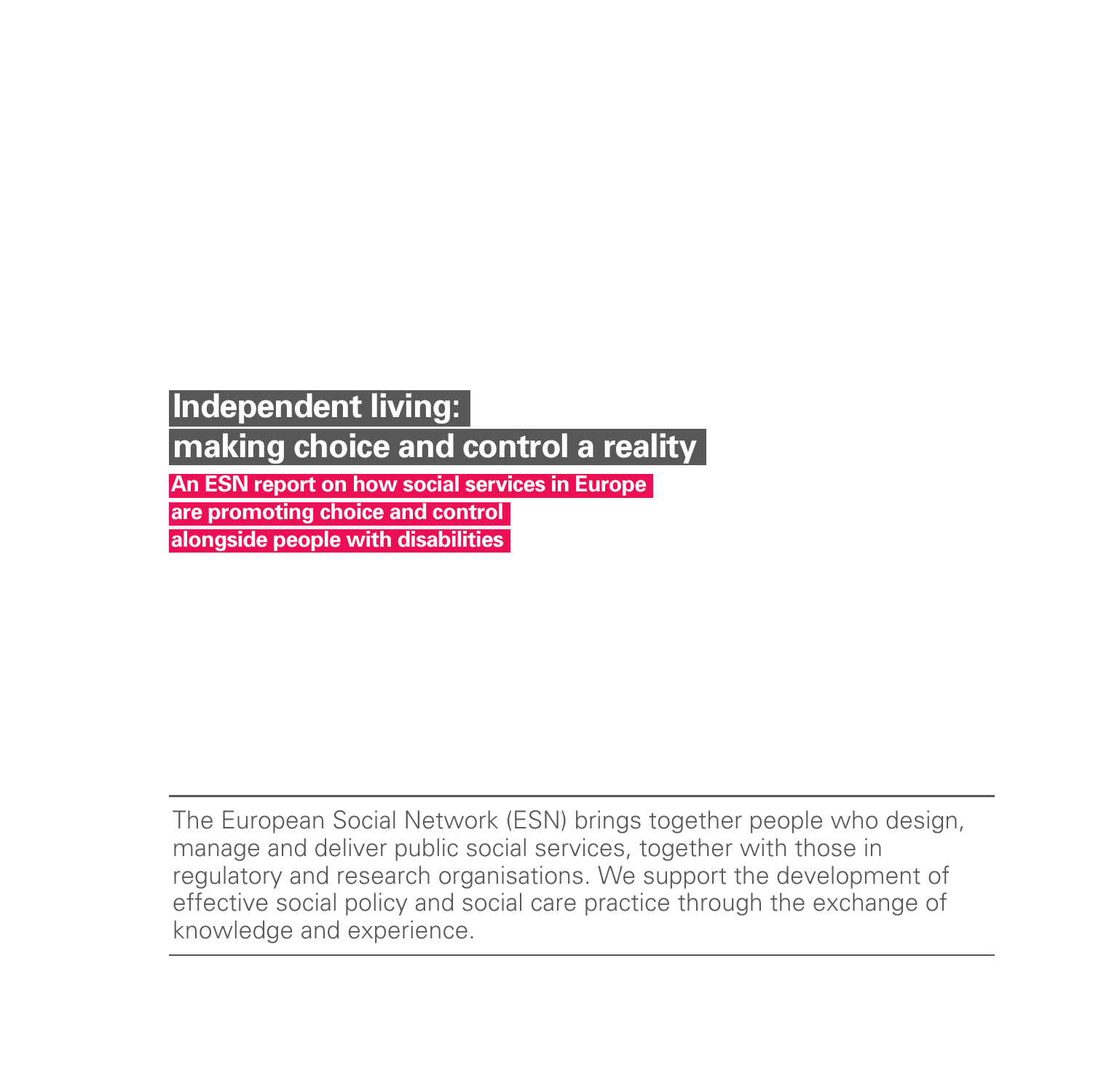# Independent living: making choice and control a reality

**An ESN report on how social services in Europe are promoting choice and control alongside people with disabilities**

---

The European Social Network (ESN) brings together people who design, manage and deliver public social services, together with those in regulatory and research organisations. We support the development of effective social policy and social care practice through the exchange of knowledge and experience.

---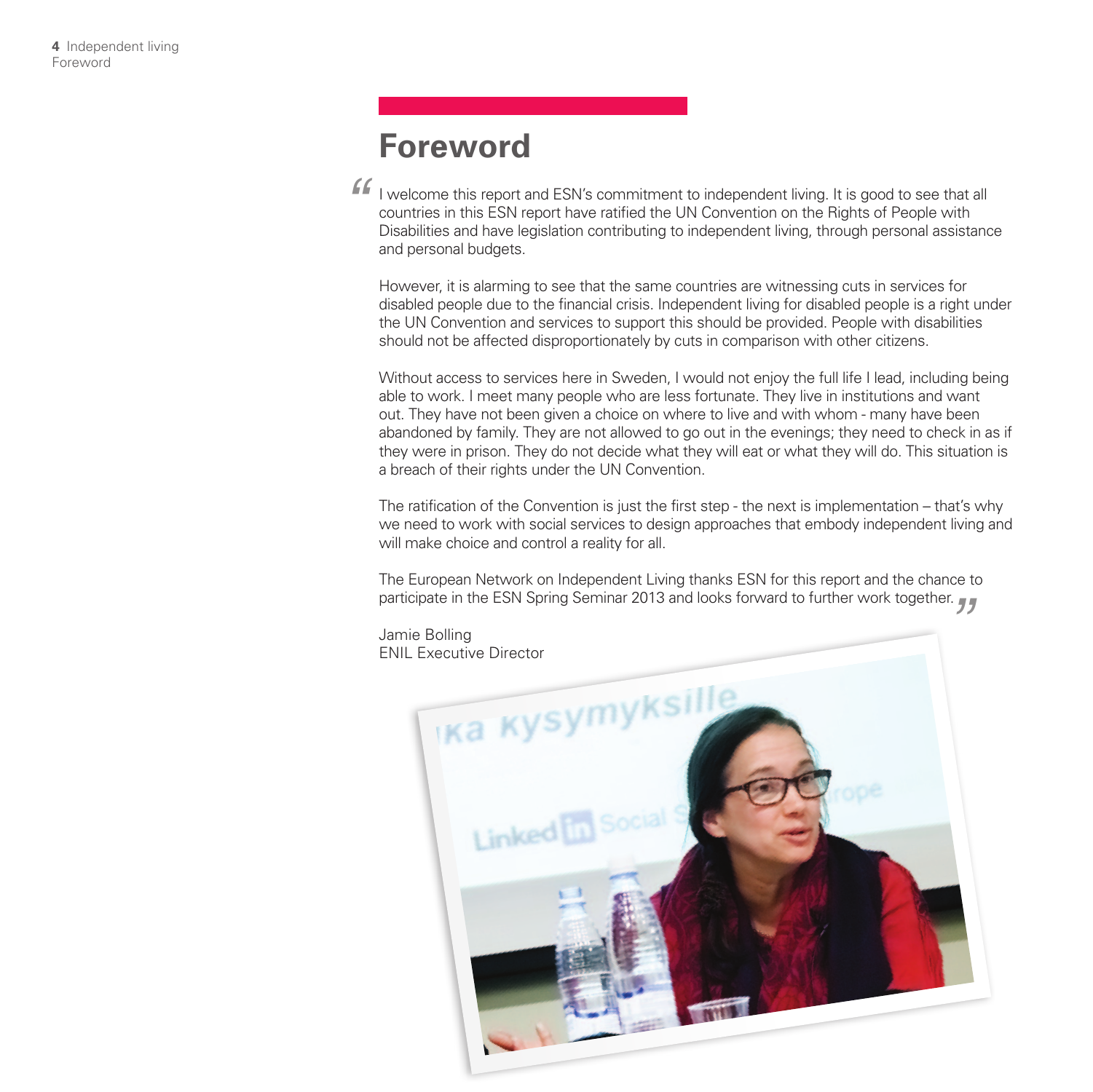# Foreword

"I welcome this report and ESN's commitment to independent living. It is good to see that all countries in this ESN report have ratified the UN Convention on the Rights of People with Disabilities and have legislation contributing to independent living, through personal assistance and personal budgets.

However, it is alarming to see that the same countries are witnessing cuts in services for disabled people due to the financial crisis. Independent living for disabled people is a right under the UN Convention and services to support this should be provided. People with disabilities should not be affected disproportionately by cuts in comparison with other citizens.

Without access to services here in Sweden, I would not enjoy the full life I lead, including being able to work. I meet many people who are less fortunate. They live in institutions and want out. They have not been given a choice on where to live and with whom - many have been abandoned by family. They are not allowed to go out in the evenings; they need to check in as if they were in prison. They do not decide what they will eat or what they will do. This situation is a breach of their rights under the UN Convention.

The ratification of the Convention is just the first step - the next is implementation – that's why we need to work with social services to design approaches that embody independent living and will make choice and control a reality for all.

The European Network on Independent Living thanks ESN for this report and the chance to participate in the ESN Spring Seminar 2013 and looks forward to further work together."

Jamie Bolling
ENIL Executive Director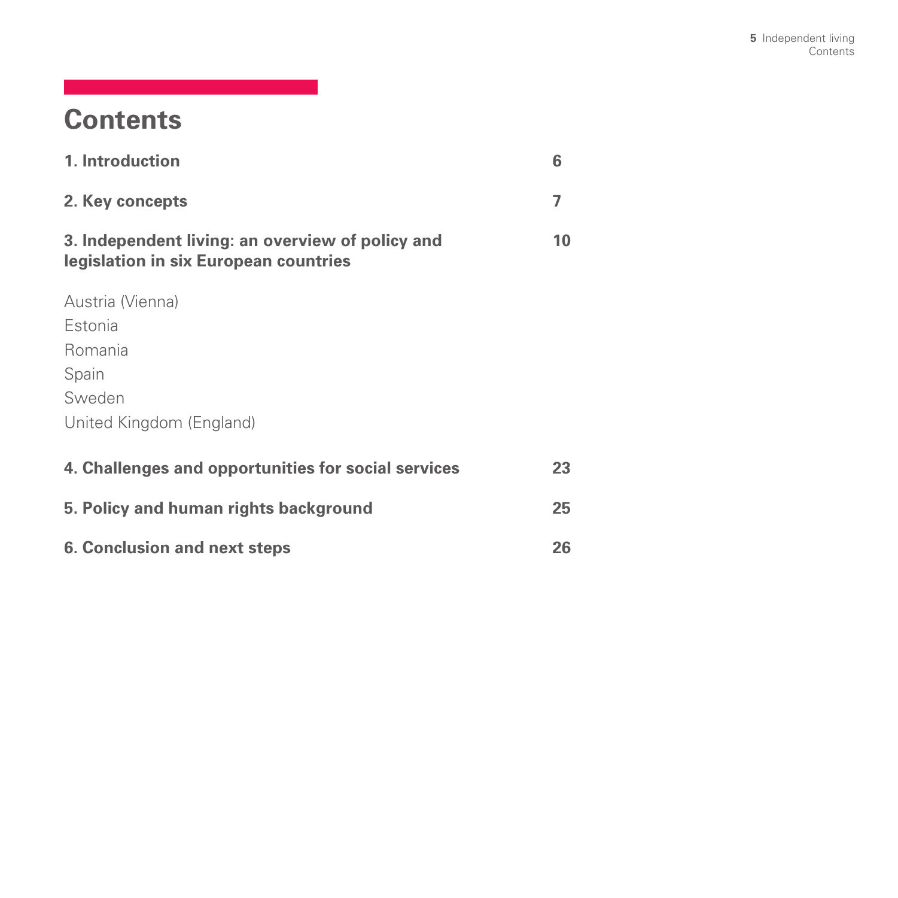# Contents

| | |
|---|---|
| **1. Introduction** | **6** |
| **2. Key concepts** | **7** |
| **3. Independent living: an overview of policy and legislation in six European countries** | **10** |
| Austria (Vienna) | |
| Estonia | |
| Romania | |
| Spain | |
| Sweden | |
| United Kingdom (England) | |
| **4. Challenges and opportunities for social services** | **23** |
| **5. Policy and human rights background** | **25** |
| **6. Conclusion and next steps** | **26** |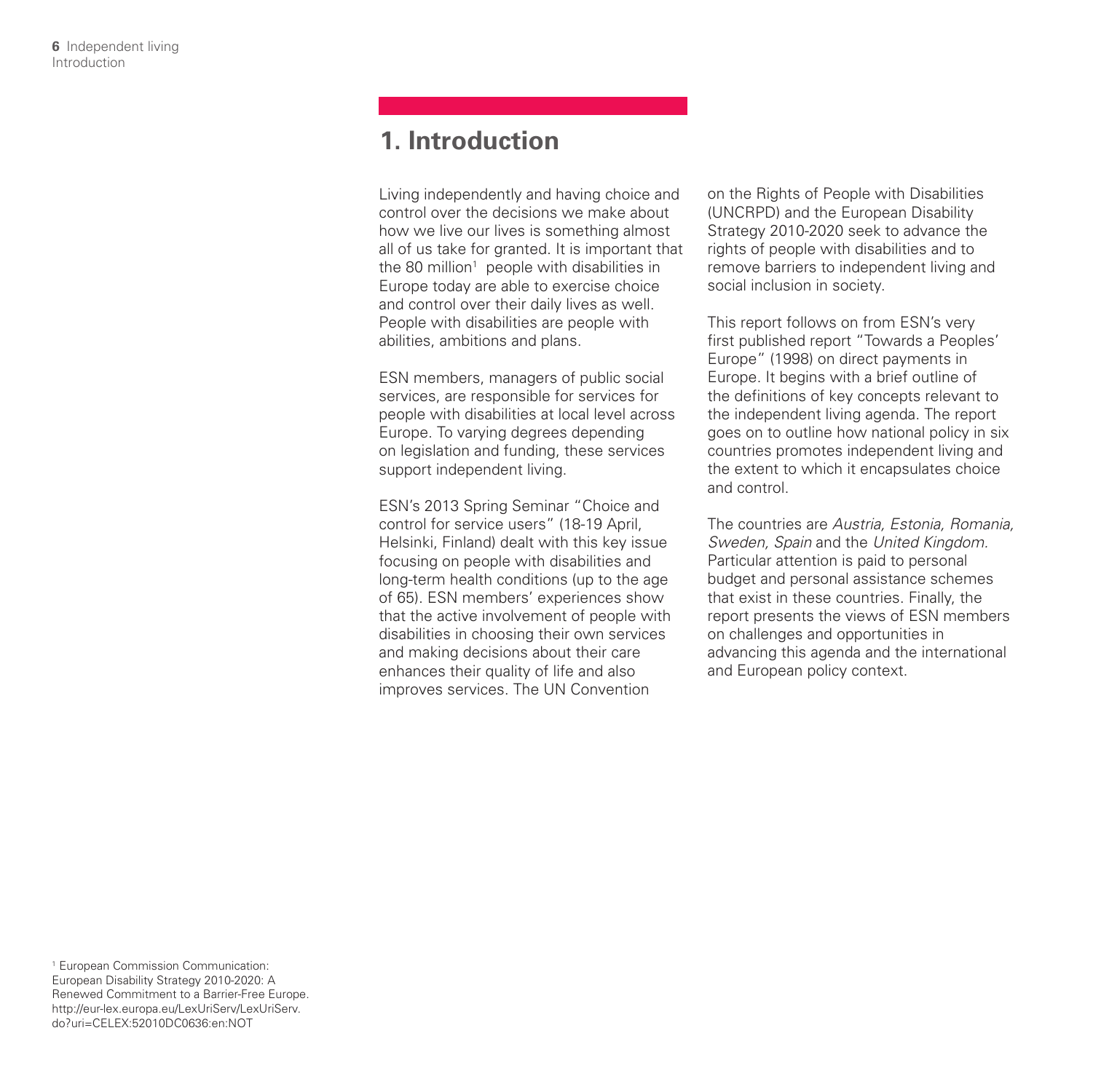# 1. Introduction

Living independently and having choice and control over the decisions we make about how we live our lives is something almost all of us take for granted. It is important that the 80 million[1] people with disabilities in Europe today are able to exercise choice and control over their daily lives as well. People with disabilities are people with abilities, ambitions and plans.

ESN members, managers of public social services, are responsible for services for people with disabilities at local level across Europe. To varying degrees depending on legislation and funding, these services support independent living.

ESN's 2013 Spring Seminar "Choice and control for service users" (18-19 April, Helsinki, Finland) dealt with this key issue focusing on people with disabilities and long-term health conditions (up to the age of 65). ESN members' experiences show that the active involvement of people with disabilities in choosing their own services and making decisions about their care enhances their quality of life and also improves services. The UN Convention on the Rights of People with Disabilities (UNCRPD) and the European Disability Strategy 2010-2020 seek to advance the rights of people with disabilities and to remove barriers to independent living and social inclusion in society.

This report follows on from ESN's very first published report "Towards a Peoples' Europe" (1998) on direct payments in Europe. It begins with a brief outline of the definitions of key concepts relevant to the independent living agenda. The report goes on to outline how national policy in six countries promotes independent living and the extent to which it encapsulates choice and control.

The countries are *Austria, Estonia, Romania, Sweden, Spain* and the *United Kingdom.* Particular attention is paid to personal budget and personal assistance schemes that exist in these countries. Finally, the report presents the views of ESN members on challenges and opportunities in advancing this agenda and the international and European policy context.

[1] European Commission Communication: European Disability Strategy 2010-2020: A Renewed Commitment to a Barrier-Free Europe. http://eur-lex.europa.eu/LexUriServ/LexUriServ.do?uri=CELEX:52010DC0636:en:NOT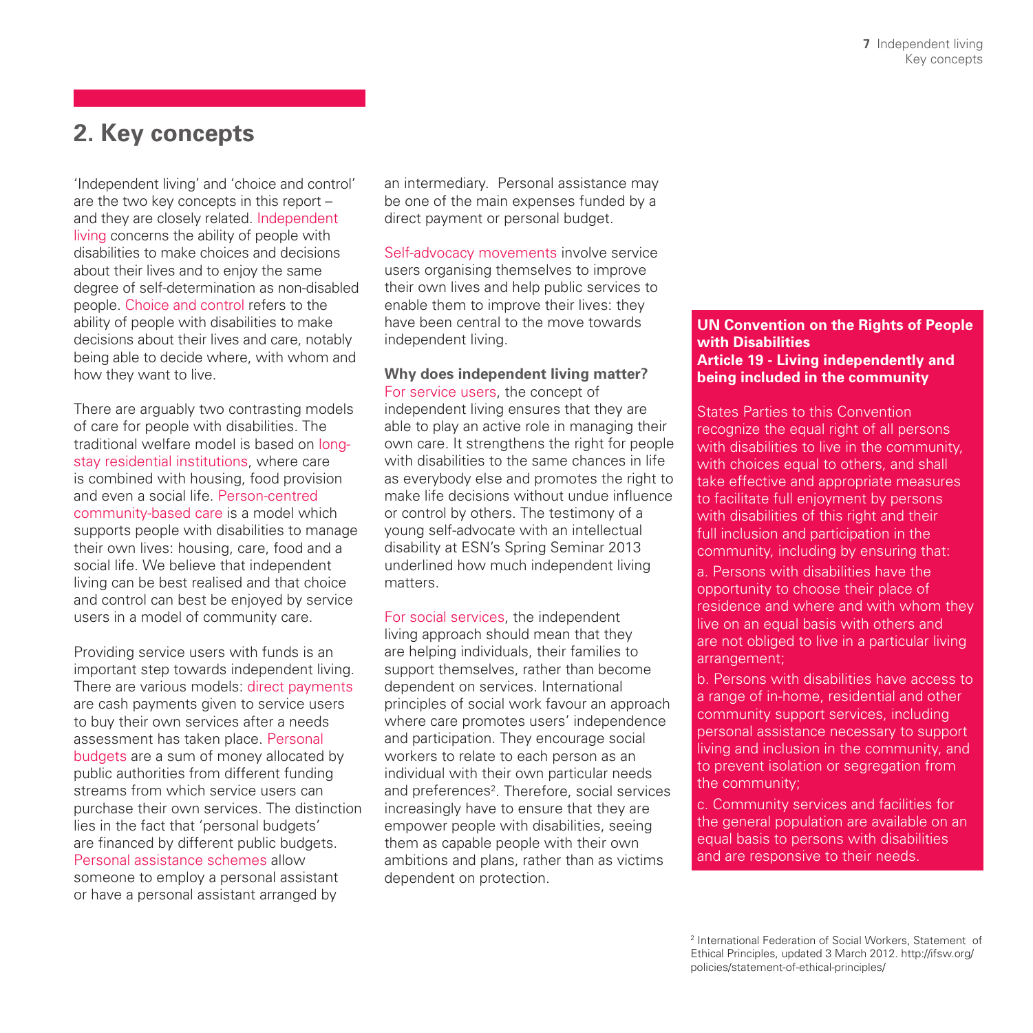## 2. Key concepts

'Independent living' and 'choice and control' are the two key concepts in this report – and they are closely related. Independent living concerns the ability of people with disabilities to make choices and decisions about their lives and to enjoy the same degree of self-determination as non-disabled people. Choice and control refers to the ability of people with disabilities to make decisions about their lives and care, notably being able to decide where, with whom and how they want to live.

There are arguably two contrasting models of care for people with disabilities. The traditional welfare model is based on long-stay residential institutions, where care is combined with housing, food provision and even a social life. Person-centred community-based care is a model which supports people with disabilities to manage their own lives: housing, care, food and a social life. We believe that independent living can be best realised and that choice and control can best be enjoyed by service users in a model of community care.

Providing service users with funds is an important step towards independent living. There are various models: direct payments are cash payments given to service users to buy their own services after a needs assessment has taken place. Personal budgets are a sum of money allocated by public authorities from different funding streams from which service users can purchase their own services. The distinction lies in the fact that 'personal budgets' are financed by different public budgets. Personal assistance schemes allow someone to employ a personal assistant or have a personal assistant arranged by an intermediary. Personal assistance may be one of the main expenses funded by a direct payment or personal budget.

Self-advocacy movements involve service users organising themselves to improve their own lives and help public services to enable them to improve their lives: they have been central to the move towards independent living.

**Why does independent living matter?**

For service users, the concept of independent living ensures that they are able to play an active role in managing their own care. It strengthens the right for people with disabilities to the same chances in life as everybody else and promotes the right to make life decisions without undue influence or control by others. The testimony of a young self-advocate with an intellectual disability at ESN's Spring Seminar 2013 underlined how much independent living matters.

For social services, the independent living approach should mean that they are helping individuals, their families to support themselves, rather than become dependent on services. International principles of social work favour an approach where care promotes users' independence and participation. They encourage social workers to relate to each person as an individual with their own particular needs and preferences[2]. Therefore, social services increasingly have to ensure that they are empower people with disabilities, seeing them as capable people with their own ambitions and plans, rather than as victims dependent on protection.

**UN Convention on the Rights of People with Disabilities**
**Article 19 - Living independently and being included in the community**

States Parties to this Convention recognize the equal right of all persons with disabilities to live in the community, with choices equal to others, and shall take effective and appropriate measures to facilitate full enjoyment by persons with disabilities of this right and their full inclusion and participation in the community, including by ensuring that:

a. Persons with disabilities have the opportunity to choose their place of residence and where and with whom they live on an equal basis with others and are not obliged to live in a particular living arrangement;

b. Persons with disabilities have access to a range of in-home, residential and other community support services, including personal assistance necessary to support living and inclusion in the community, and to prevent isolation or segregation from the community;

c. Community services and facilities for the general population are available on an equal basis to persons with disabilities and are responsive to their needs.

[2] International Federation of Social Workers, Statement of Ethical Principles, updated 3 March 2012. http://ifsw.org/policies/statement-of-ethical-principles/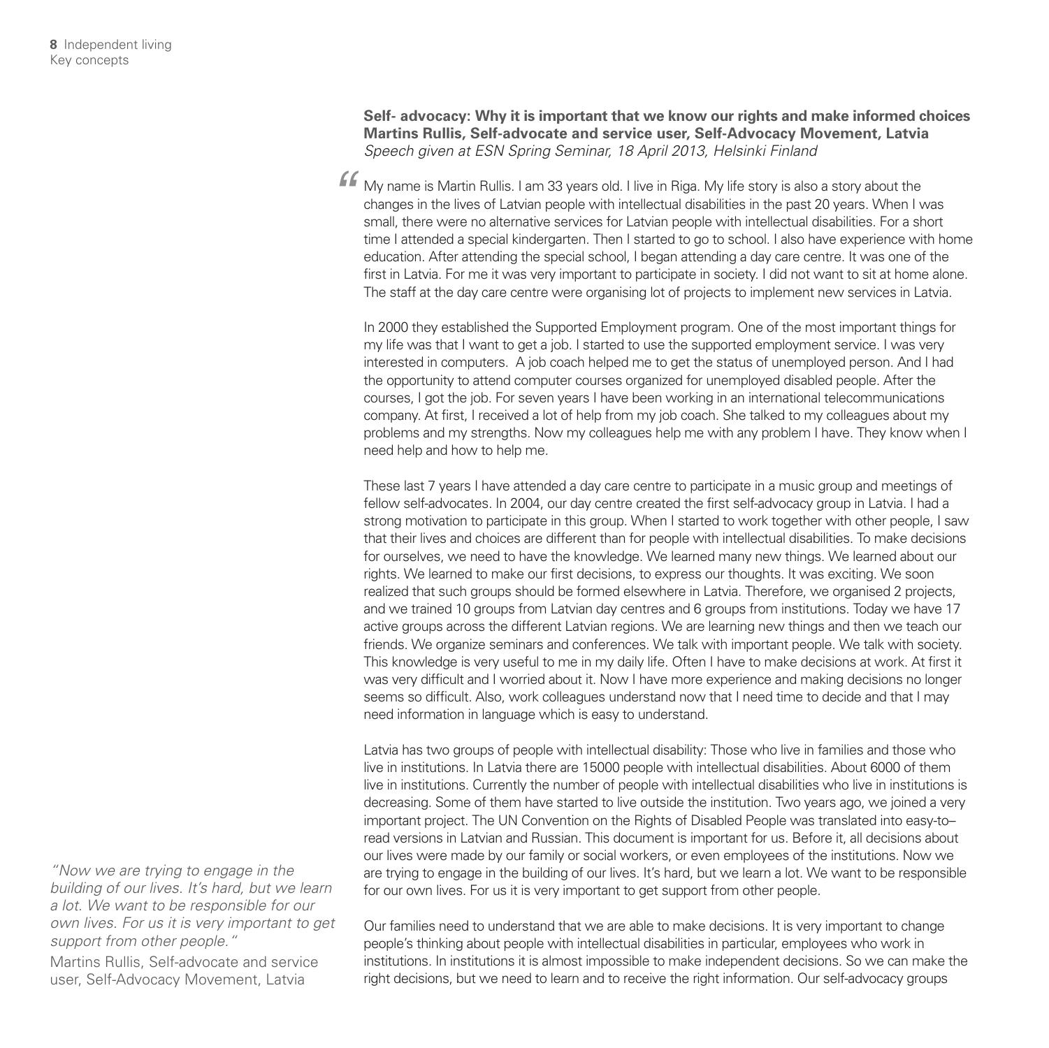**Self- advocacy: Why it is important that we know our rights and make informed choices**
**Martins Rullis, Self-advocate and service user, Self-Advocacy Movement, Latvia**
*Speech given at ESN Spring Seminar, 18 April 2013, Helsinki Finland*

"My name is Martin Rullis. I am 33 years old. I live in Riga. My life story is also a story about the changes in the lives of Latvian people with intellectual disabilities in the past 20 years. When I was small, there were no alternative services for Latvian people with intellectual disabilities. For a short time I attended a special kindergarten. Then I started to go to school. I also have experience with home education. After attending the special school, I began attending a day care centre. It was one of the first in Latvia. For me it was very important to participate in society. I did not want to sit at home alone. The staff at the day care centre were organising lot of projects to implement new services in Latvia.

In 2000 they established the Supported Employment program. One of the most important things for my life was that I want to get a job. I started to use the supported employment service. I was very interested in computers. A job coach helped me to get the status of unemployed person. And I had the opportunity to attend computer courses organized for unemployed disabled people. After the courses, I got the job. For seven years I have been working in an international telecommunications company. At first, I received a lot of help from my job coach. She talked to my colleagues about my problems and my strengths. Now my colleagues help me with any problem I have. They know when I need help and how to help me.

These last 7 years I have attended a day care centre to participate in a music group and meetings of fellow self-advocates. In 2004, our day centre created the first self-advocacy group in Latvia. I had a strong motivation to participate in this group. When I started to work together with other people, I saw that their lives and choices are different than for people with intellectual disabilities. To make decisions for ourselves, we need to have the knowledge. We learned many new things. We learned about our rights. We learned to make our first decisions, to express our thoughts. It was exciting. We soon realized that such groups should be formed elsewhere in Latvia. Therefore, we organised 2 projects, and we trained 10 groups from Latvian day centres and 6 groups from institutions. Today we have 17 active groups across the different Latvian regions. We are learning new things and then we teach our friends. We organize seminars and conferences. We talk with important people. We talk with society. This knowledge is very useful to me in my daily life. Often I have to make decisions at work. At first it was very difficult and I worried about it. Now I have more experience and making decisions no longer seems so difficult. Also, work colleagues understand now that I need time to decide and that I may need information in language which is easy to understand.

Latvia has two groups of people with intellectual disability: Those who live in families and those who live in institutions. In Latvia there are 15000 people with intellectual disabilities. About 6000 of them live in institutions. Currently the number of people with intellectual disabilities who live in institutions is decreasing. Some of them have started to live outside the institution. Two years ago, we joined a very important project. The UN Convention on the Rights of Disabled People was translated into easy-to–read versions in Latvian and Russian. This document is important for us. Before it, all decisions about our lives were made by our family or social workers, or even employees of the institutions. Now we are trying to engage in the building of our lives. It's hard, but we learn a lot. We want to be responsible for our own lives. For us it is very important to get support from other people.

Our families need to understand that we are able to make decisions. It is very important to change people's thinking about people with intellectual disabilities in particular, employees who work in institutions. In institutions it is almost impossible to make independent decisions. So we can make the right decisions, but we need to learn and to receive the right information. Our self-advocacy groups

*"Now we are trying to engage in the building of our lives. It's hard, but we learn a lot. We want to be responsible for our own lives. For us it is very important to get support from other people."*

Martins Rullis, Self-advocate and service user, Self-Advocacy Movement, Latvia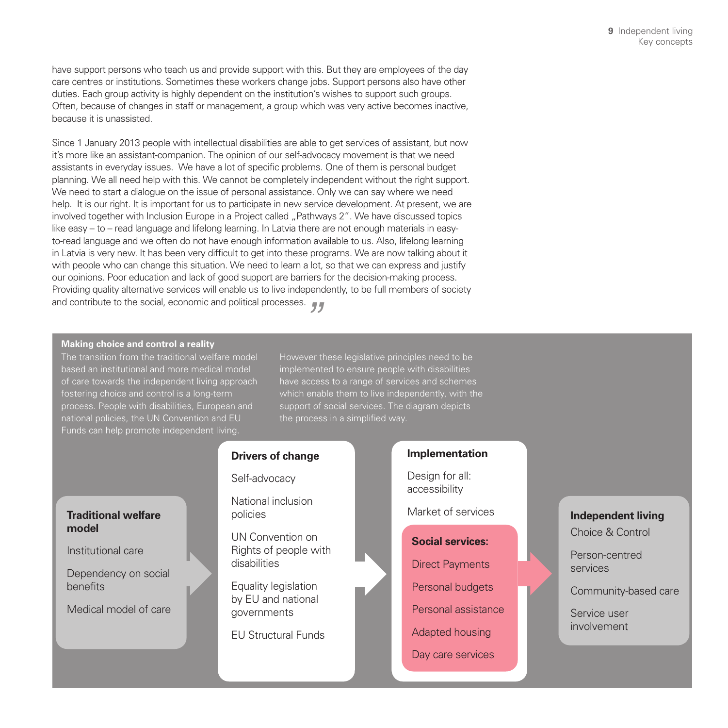have support persons who teach us and provide support with this. But they are employees of the day care centres or institutions. Sometimes these workers change jobs. Support persons also have other duties. Each group activity is highly dependent on the institution's wishes to support such groups. Often, because of changes in staff or management, a group which was very active becomes inactive, because it is unassisted.

Since 1 January 2013 people with intellectual disabilities are able to get services of assistant, but now it's more like an assistant-companion. The opinion of our self-advocacy movement is that we need assistants in everyday issues. We have a lot of specific problems. One of them is personal budget planning. We all need help with this. We cannot be completely independent without the right support. We need to start a dialogue on the issue of personal assistance. Only we can say where we need help. It is our right. It is important for us to participate in new service development. At present, we are involved together with Inclusion Europe in a Project called „Pathways 2". We have discussed topics like easy – to – read language and lifelong learning. In Latvia there are not enough materials in easy-to-read language and we often do not have enough information available to us. Also, lifelong learning in Latvia is very new. It has been very difficult to get into these programs. We are now talking about it with people who can change this situation. We need to learn a lot, so that we can express and justify our opinions. Poor education and lack of good support are barriers for the decision-making process. Providing quality alternative services will enable us to live independently, to be full members of society and contribute to the social, economic and political processes. "

**Making choice and control a reality**

The transition from the traditional welfare model based an institutional and more medical model of care towards the independent living approach fostering choice and control is a long-term process. People with disabilities, European and national policies, the UN Convention and EU Funds can help promote independent living.

However these legislative principles need to be implemented to ensure people with disabilities have access to a range of services and schemes which enable them to live independently, with the support of social services. The diagram depicts the process in a simplified way.

**Traditional welfare model**

- Institutional care
- Dependency on social benefits
- Medical model of care

**Drivers of change**

- Self-advocacy
- National inclusion policies
- UN Convention on Rights of people with disabilities
- Equality legislation by EU and national governments
- EU Structural Funds

**Implementation**

- Design for all: accessibility
- Market of services

**Social services:**

- Direct Payments
- Personal budgets
- Personal assistance
- Adapted housing
- Day care services

**Independent living**

- Choice & Control
- Person-centred services
- Community-based care
- Service user involvement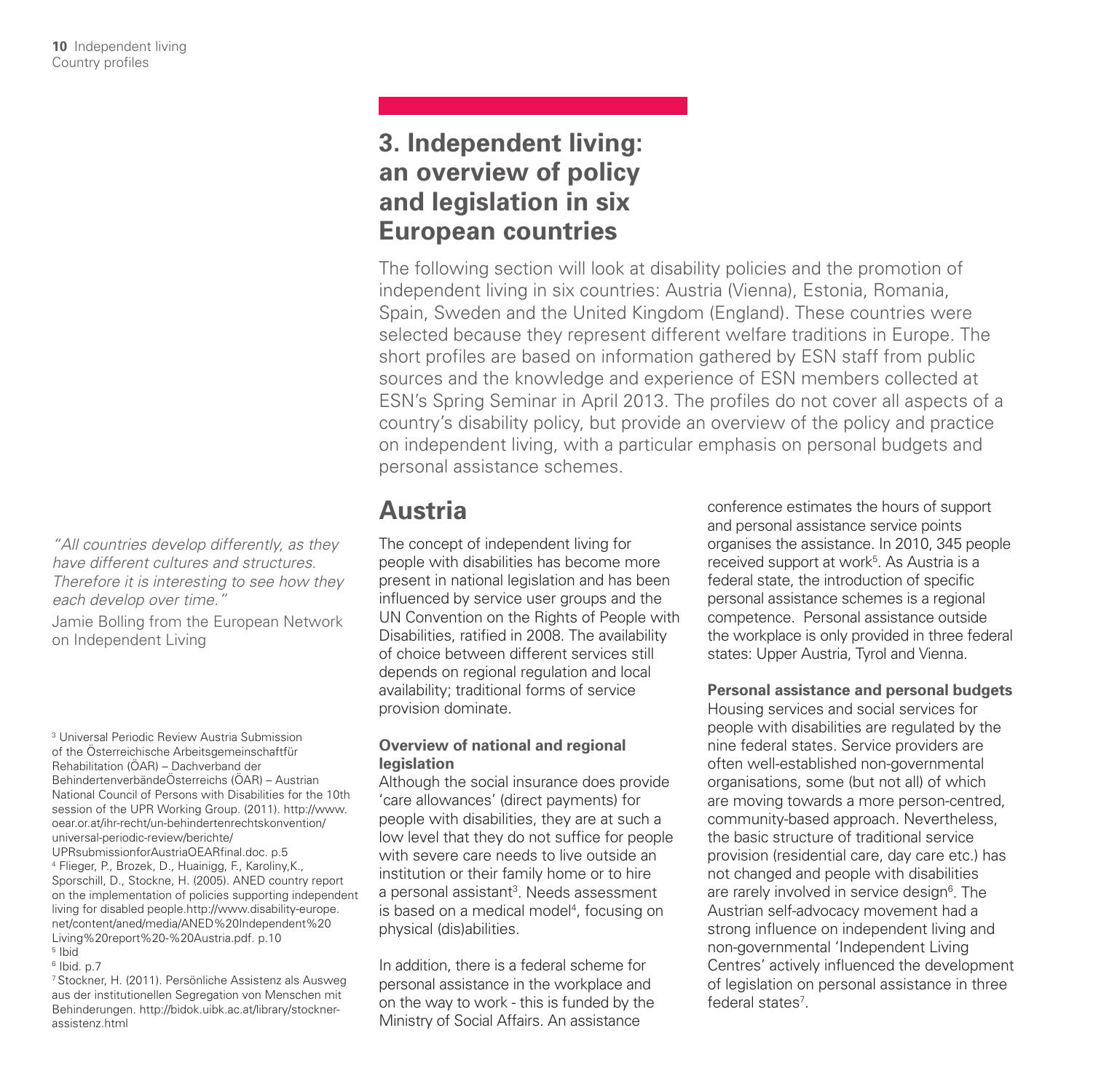# 3. Independent living: an overview of policy and legislation in six European countries

The following section will look at disability policies and the promotion of independent living in six countries: Austria (Vienna), Estonia, Romania, Spain, Sweden and the United Kingdom (England). These countries were selected because they represent different welfare traditions in Europe. The short profiles are based on information gathered by ESN staff from public sources and the knowledge and experience of ESN members collected at ESN's Spring Seminar in April 2013. The profiles do not cover all aspects of a country's disability policy, but provide an overview of the policy and practice on independent living, with a particular emphasis on personal budgets and personal assistance schemes.

*"All countries develop differently, as they have different cultures and structures. Therefore it is interesting to see how they each develop over time."*

Jamie Bolling from the European Network on Independent Living

## Austria

The concept of independent living for people with disabilities has become more present in national legislation and has been influenced by service user groups and the UN Convention on the Rights of People with Disabilities, ratified in 2008. The availability of choice between different services still depends on regional regulation and local availability; traditional forms of service provision dominate.

### Overview of national and regional legislation

Although the social insurance does provide 'care allowances' (direct payments) for people with disabilities, they are at such a low level that they do not suffice for people with severe care needs to live outside an institution or their family home or to hire a personal assistant[3]. Needs assessment is based on a medical model[4], focusing on physical (dis)abilities.

In addition, there is a federal scheme for personal assistance in the workplace and on the way to work - this is funded by the Ministry of Social Affairs. An assistance conference estimates the hours of support and personal assistance service points organises the assistance. In 2010, 345 people received support at work[5]. As Austria is a federal state, the introduction of specific personal assistance schemes is a regional competence. Personal assistance outside the workplace is only provided in three federal states: Upper Austria, Tyrol and Vienna.

### Personal assistance and personal budgets

Housing services and social services for people with disabilities are regulated by the nine federal states. Service providers are often well-established non-governmental organisations, some (but not all) of which are moving towards a more person-centred, community-based approach. Nevertheless, the basic structure of traditional service provision (residential care, day care etc.) has not changed and people with disabilities are rarely involved in service design[6]. The Austrian self-advocacy movement had a strong influence on independent living and non-governmental 'Independent Living Centres' actively influenced the development of legislation on personal assistance in three federal states[7].

[3] Universal Periodic Review Austria Submission of the Österreichische Arbeitsgemeinschaftfür Rehabilitation (ÖAR) – Dachverband der BehindertenverbändeÖsterreichs (ÖAR) – Austrian National Council of Persons with Disabilities for the 10th session of the UPR Working Group. (2011). http://www.oear.or.at/ihr-recht/un-behindertenrechtskonvention/universal-periodic-review/berichte/UPRsubmissionforAustriaOEARfinal.doc. p.5

[4] Flieger, P., Brozek, D., Huainigg, F., Karoliny,K., Sporschill, D., Stockne, H. (2005). ANED country report on the implementation of policies supporting independent living for disabled people.http://www.disability-europe.net/content/aned/media/ANED%20Independent%20Living%20report%20-%20Austria.pdf. p.10

[5] Ibid

[6] Ibid. p.7

[7] Stockner, H. (2011). Persönliche Assistenz als Ausweg aus der institutionellen Segregation von Menschen mit Behinderungen. http://bidok.uibk.ac.at/library/stockner-assistenz.html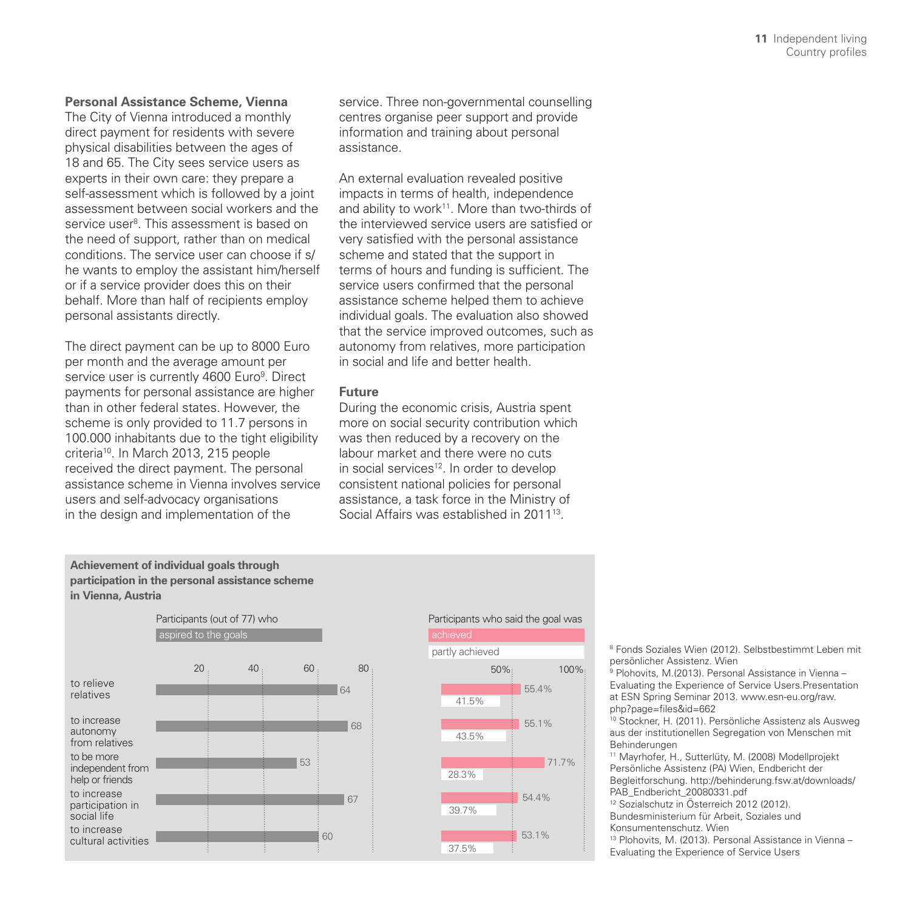### Personal Assistance Scheme, Vienna

The City of Vienna introduced a monthly direct payment for residents with severe physical disabilities between the ages of 18 and 65. The City sees service users as experts in their own care: they prepare a self-assessment which is followed by a joint assessment between social workers and the service user[8]. This assessment is based on the need of support, rather than on medical conditions. The service user can choose if s/he wants to employ the assistant him/herself or if a service provider does this on their behalf. More than half of recipients employ personal assistants directly.

The direct payment can be up to 8000 Euro per month and the average amount per service user is currently 4600 Euro[9]. Direct payments for personal assistance are higher than in other federal states. However, the scheme is only provided to 11.7 persons in 100.000 inhabitants due to the tight eligibility criteria[10]. In March 2013, 215 people received the direct payment. The personal assistance scheme in Vienna involves service users and self-advocacy organisations in the design and implementation of the service. Three non-governmental counselling centres organise peer support and provide information and training about personal assistance.

An external evaluation revealed positive impacts in terms of health, independence and ability to work[11]. More than two-thirds of the interviewed service users are satisfied or very satisfied with the personal assistance scheme and stated that the support in terms of hours and funding is sufficient. The service users confirmed that the personal assistance scheme helped them to achieve individual goals. The evaluation also showed that the service improved outcomes, such as autonomy from relatives, more participation in social and life and better health.

### Future

During the economic crisis, Austria spent more on social security contribution which was then reduced by a recovery on the labour market and there were no cuts in social services[12]. In order to develop consistent national policies for personal assistance, a task force in the Ministry of Social Affairs was established in 2011[13].

**Achievement of individual goals through participation in the personal assistance scheme in Vienna, Austria**

| Goal | Participants (out of 77) who aspired to the goals | Participants who said the goal was achieved | Participants who said the goal was partly achieved |
|---|---|---|---|
| to relieve relatives | 64 | 55.4% | 41.5% |
| to increase autonomy from relatives | 68 | 55.1% | 43.5% |
| to be more independent from help or friends | 53 | 71.7% | 28.3% |
| to increase participation in social life | 67 | 54.4% | 39.7% |
| to increase cultural activities | 60 | 53.1% | 37.5% |

[8] Fonds Soziales Wien (2012). Selbstbestimmt Leben mit persönlicher Assistenz. Wien

[9] Plohovits, M.(2013). Personal Assistance in Vienna – Evaluating the Experience of Service Users.Presentation at ESN Spring Seminar 2013. www.esn-eu.org/raw.php?page=files&id=662

[10] Stockner, H. (2011). Persönliche Assistenz als Ausweg aus der institutionellen Segregation von Menschen mit Behinderungen

[11] Mayrhofer, H., Sutterlüty, M. (2008) Modellprojekt Persönliche Assistenz (PA) Wien, Endbericht der Begleitforschung. http://behinderung.fsw.at/downloads/PAB_Endbericht_20080331.pdf

[12] Sozialschutz in Österreich 2012 (2012). Bundesministerium für Arbeit, Soziales und Konsumentenschutz. Wien

[13] Plohovits, M. (2013). Personal Assistance in Vienna – Evaluating the Experience of Service Users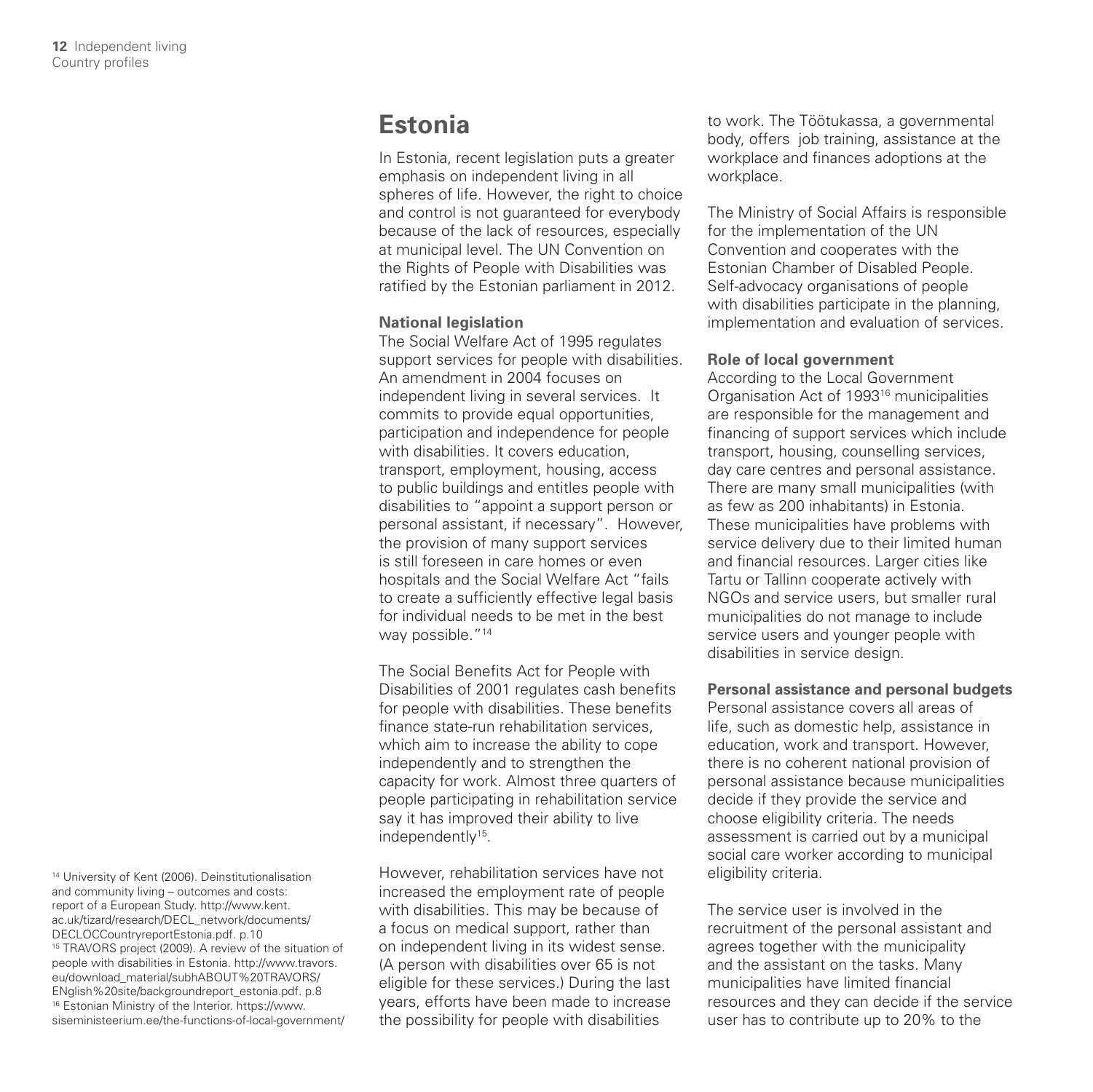# Estonia

In Estonia, recent legislation puts a greater emphasis on independent living in all spheres of life. However, the right to choice and control is not guaranteed for everybody because of the lack of resources, especially at municipal level. The UN Convention on the Rights of People with Disabilities was ratified by the Estonian parliament in 2012.

**National legislation**

The Social Welfare Act of 1995 regulates support services for people with disabilities. An amendment in 2004 focuses on independent living in several services. It commits to provide equal opportunities, participation and independence for people with disabilities. It covers education, transport, employment, housing, access to public buildings and entitles people with disabilities to "appoint a support person or personal assistant, if necessary". However, the provision of many support services is still foreseen in care homes or even hospitals and the Social Welfare Act "fails to create a sufficiently effective legal basis for individual needs to be met in the best way possible."[14]

The Social Benefits Act for People with Disabilities of 2001 regulates cash benefits for people with disabilities. These benefits finance state-run rehabilitation services, which aim to increase the ability to cope independently and to strengthen the capacity for work. Almost three quarters of people participating in rehabilitation service say it has improved their ability to live independently[15].

However, rehabilitation services have not increased the employment rate of people with disabilities. This may be because of a focus on medical support, rather than on independent living in its widest sense. (A person with disabilities over 65 is not eligible for these services.) During the last years, efforts have been made to increase the possibility for people with disabilities to work. The Töötukassa, a governmental body, offers job training, assistance at the workplace and finances adoptions at the workplace.

The Ministry of Social Affairs is responsible for the implementation of the UN Convention and cooperates with the Estonian Chamber of Disabled People. Self-advocacy organisations of people with disabilities participate in the planning, implementation and evaluation of services.

**Role of local government**

According to the Local Government Organisation Act of 1993[16] municipalities are responsible for the management and financing of support services which include transport, housing, counselling services, day care centres and personal assistance. There are many small municipalities (with as few as 200 inhabitants) in Estonia. These municipalities have problems with service delivery due to their limited human and financial resources. Larger cities like Tartu or Tallinn cooperate actively with NGOs and service users, but smaller rural municipalities do not manage to include service users and younger people with disabilities in service design.

**Personal assistance and personal budgets**

Personal assistance covers all areas of life, such as domestic help, assistance in education, work and transport. However, there is no coherent national provision of personal assistance because municipalities decide if they provide the service and choose eligibility criteria. The needs assessment is carried out by a municipal social care worker according to municipal eligibility criteria.

The service user is involved in the recruitment of the personal assistant and agrees together with the municipality and the assistant on the tasks. Many municipalities have limited financial resources and they can decide if the service user has to contribute up to 20% to the

[14] University of Kent (2006). Deinstitutionalisation and community living – outcomes and costs: report of a European Study. http://www.kent.ac.uk/tizard/research/DECL_network/documents/DECLOCCountryreportEstonia.pdf. p.10
[15] TRAVORS project (2009). A review of the situation of people with disabilities in Estonia. http://www.travors.eu/download_material/subhABOUT%20TRAVORS/ENglish%20site/backgroundreport_estonia.pdf. p.8
[16] Estonian Ministry of the Interior. https://www.siseministeerium.ee/the-functions-of-local-government/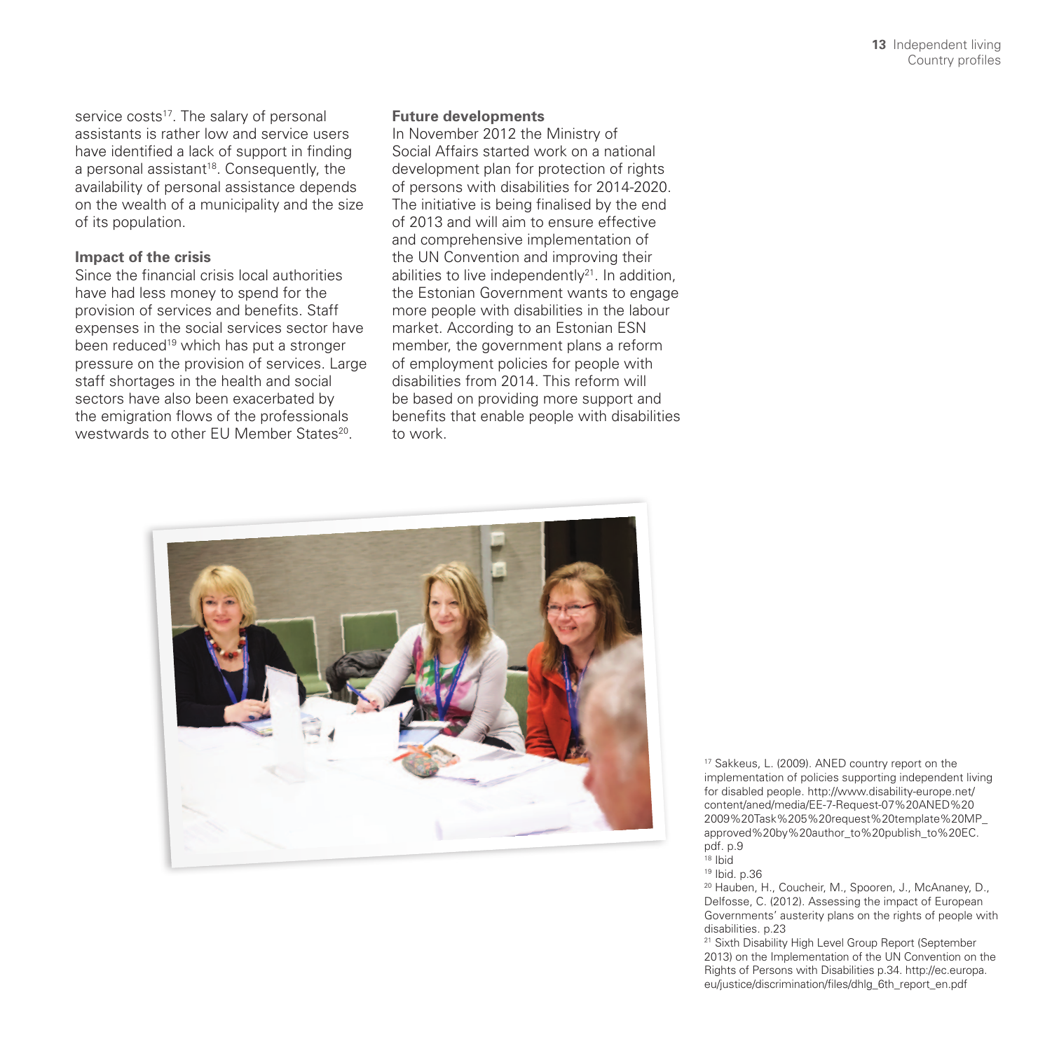service costs[17]. The salary of personal assistants is rather low and service users have identified a lack of support in finding a personal assistant[18]. Consequently, the availability of personal assistance depends on the wealth of a municipality and the size of its population.

**Impact of the crisis**

Since the financial crisis local authorities have had less money to spend for the provision of services and benefits. Staff expenses in the social services sector have been reduced[19] which has put a stronger pressure on the provision of services. Large staff shortages in the health and social sectors have also been exacerbated by the emigration flows of the professionals westwards to other EU Member States[20].

**Future developments**

In November 2012 the Ministry of Social Affairs started work on a national development plan for protection of rights of persons with disabilities for 2014-2020. The initiative is being finalised by the end of 2013 and will aim to ensure effective and comprehensive implementation of the UN Convention and improving their abilities to live independently[21]. In addition, the Estonian Government wants to engage more people with disabilities in the labour market. According to an Estonian ESN member, the government plans a reform of employment policies for people with disabilities from 2014. This reform will be based on providing more support and benefits that enable people with disabilities to work.

[17] Sakkeus, L. (2009). ANED country report on the implementation of policies supporting independent living for disabled people. http://www.disability-europe.net/content/aned/media/EE-7-Request-07%20ANED%202009%20Task%205%20request%20template%20MP_approved%20by%20author_to%20publish_to%20EC.pdf. p.9

[18] Ibid

[19] Ibid. p.36

[20] Hauben, H., Coucheir, M., Spooren, J., McAnaney, D., Delfosse, C. (2012). Assessing the impact of European Governments' austerity plans on the rights of people with disabilities. p.23

[21] Sixth Disability High Level Group Report (September 2013) on the Implementation of the UN Convention on the Rights of Persons with Disabilities p.34. http://ec.europa.eu/justice/discrimination/files/dhlg_6th_report_en.pdf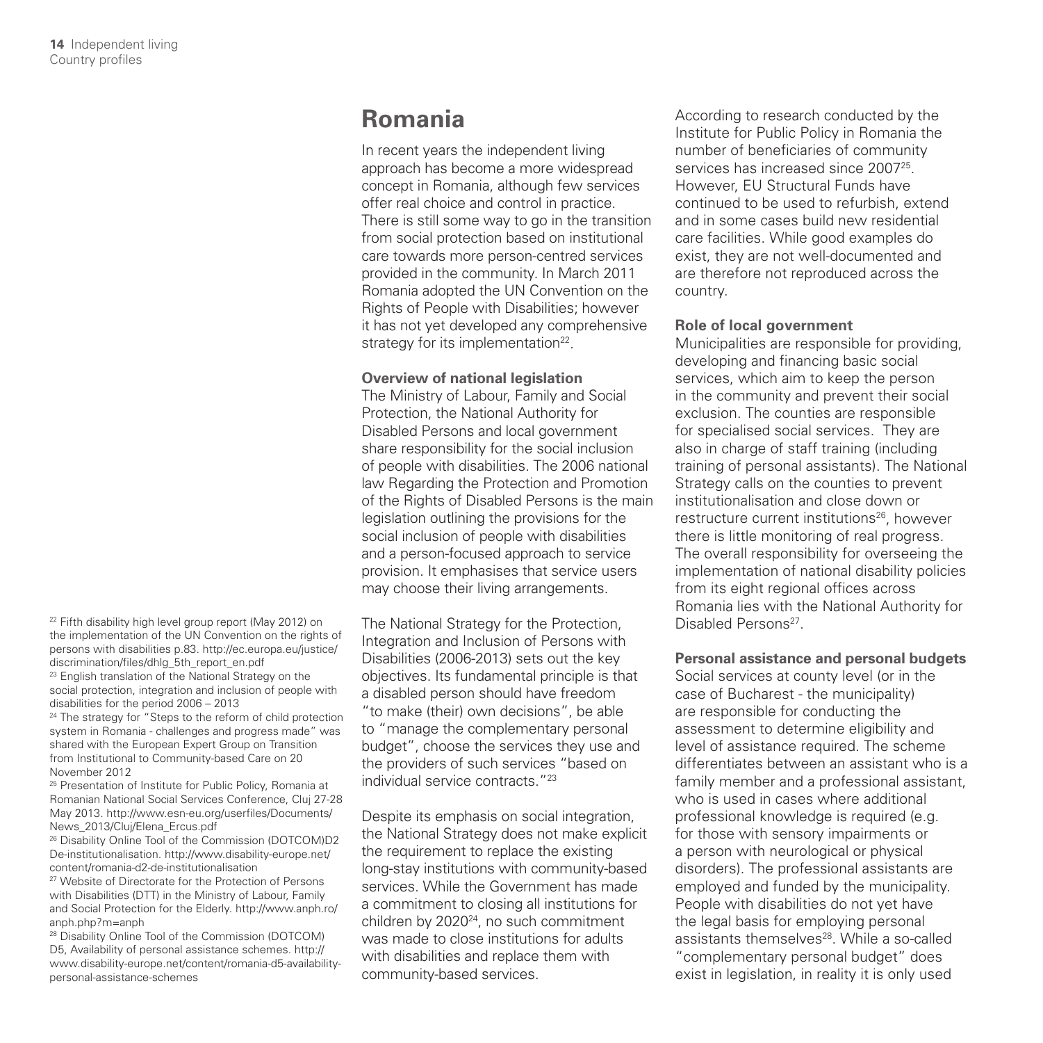## Romania

In recent years the independent living approach has become a more widespread concept in Romania, although few services offer real choice and control in practice. There is still some way to go in the transition from social protection based on institutional care towards more person-centred services provided in the community. In March 2011 Romania adopted the UN Convention on the Rights of People with Disabilities; however it has not yet developed any comprehensive strategy for its implementation[22].

### Overview of national legislation

The Ministry of Labour, Family and Social Protection, the National Authority for Disabled Persons and local government share responsibility for the social inclusion of people with disabilities. The 2006 national law Regarding the Protection and Promotion of the Rights of Disabled Persons is the main legislation outlining the provisions for the social inclusion of people with disabilities and a person-focused approach to service provision. It emphasises that service users may choose their living arrangements.

The National Strategy for the Protection, Integration and Inclusion of Persons with Disabilities (2006-2013) sets out the key objectives. Its fundamental principle is that a disabled person should have freedom "to make (their) own decisions", be able to "manage the complementary personal budget", choose the services they use and the providers of such services "based on individual service contracts."[23]

Despite its emphasis on social integration, the National Strategy does not make explicit the requirement to replace the existing long-stay institutions with community-based services. While the Government has made a commitment to closing all institutions for children by 2020[24], no such commitment was made to close institutions for adults with disabilities and replace them with community-based services.

According to research conducted by the Institute for Public Policy in Romania the number of beneficiaries of community services has increased since 2007[25]. However, EU Structural Funds have continued to be used to refurbish, extend and in some cases build new residential care facilities. While good examples do exist, they are not well-documented and are therefore not reproduced across the country.

### Role of local government

Municipalities are responsible for providing, developing and financing basic social services, which aim to keep the person in the community and prevent their social exclusion. The counties are responsible for specialised social services. They are also in charge of staff training (including training of personal assistants). The National Strategy calls on the counties to prevent institutionalisation and close down or restructure current institutions[26], however there is little monitoring of real progress. The overall responsibility for overseeing the implementation of national disability policies from its eight regional offices across Romania lies with the National Authority for Disabled Persons[27].

### Personal assistance and personal budgets

Social services at county level (or in the case of Bucharest - the municipality) are responsible for conducting the assessment to determine eligibility and level of assistance required. The scheme differentiates between an assistant who is a family member and a professional assistant, who is used in cases where additional professional knowledge is required (e.g. for those with sensory impairments or a person with neurological or physical disorders). The professional assistants are employed and funded by the municipality. People with disabilities do not yet have the legal basis for employing personal assistants themselves[28]. While a so-called "complementary personal budget" does exist in legislation, in reality it is only used

[22] Fifth disability high level group report (May 2012) on the implementation of the UN Convention on the rights of persons with disabilities p.83. http://ec.europa.eu/justice/discrimination/files/dhlg_5th_report_en.pdf

[23] English translation of the National Strategy on the social protection, integration and inclusion of people with disabilities for the period 2006 – 2013

[24] The strategy for "Steps to the reform of child protection system in Romania - challenges and progress made" was shared with the European Expert Group on Transition from Institutional to Community-based Care on 20 November 2012

[25] Presentation of Institute for Public Policy, Romania at Romanian National Social Services Conference, Cluj 27-28 May 2013. http://www.esn-eu.org/userfiles/Documents/News_2013/Cluj/Elena_Ercus.pdf

[26] Disability Online Tool of the Commission (DOTCOM)D2 De-institutionalisation. http://www.disability-europe.net/content/romania-d2-de-institutionalisation

[27] Website of Directorate for the Protection of Persons with Disabilities (DTT) in the Ministry of Labour, Family and Social Protection for the Elderly. http://www.anph.ro/anph.php?m=anph

[28] Disability Online Tool of the Commission (DOTCOM) D5, Availability of personal assistance schemes. http://www.disability-europe.net/content/romania-d5-availability-personal-assistance-schemes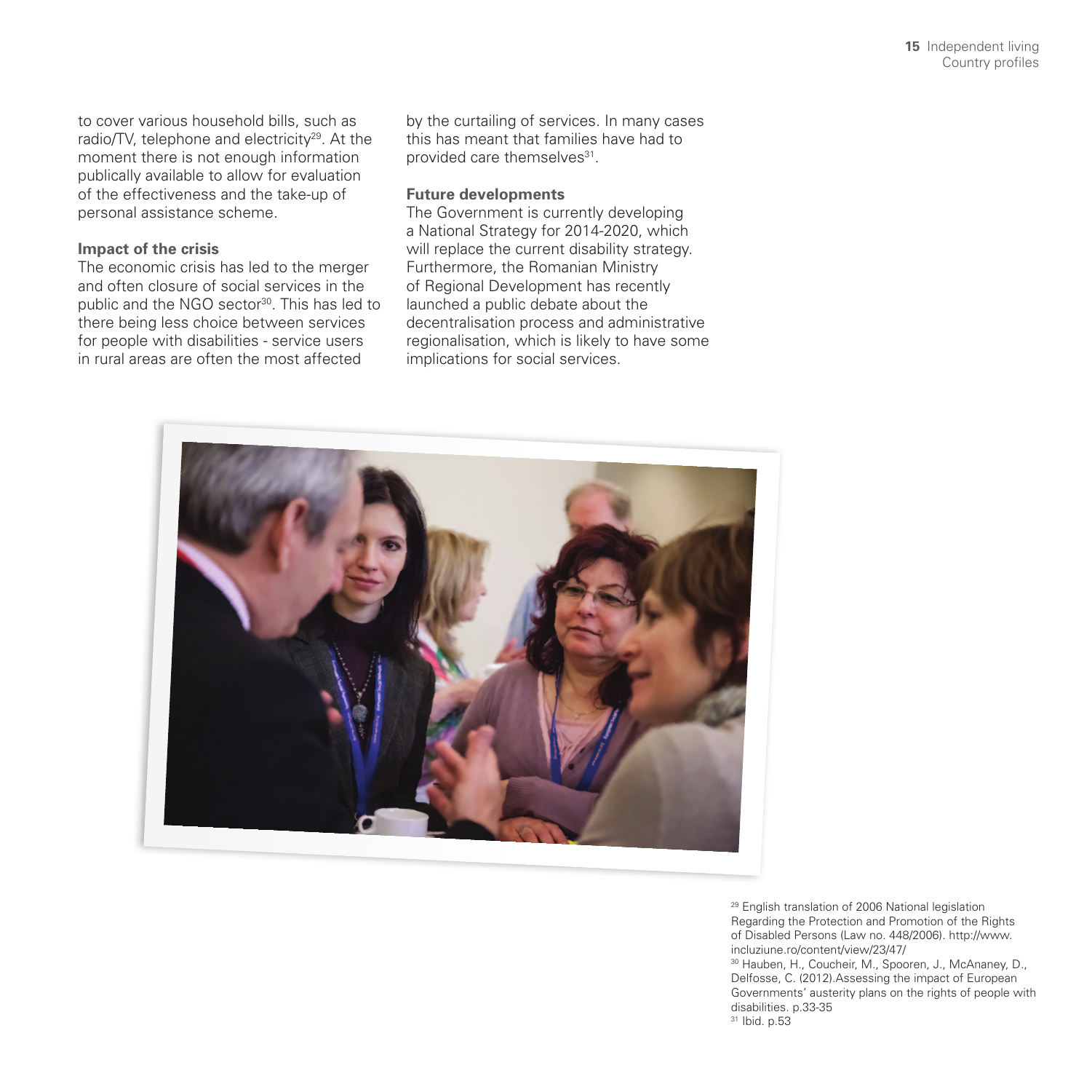to cover various household bills, such as radio/TV, telephone and electricity[29]. At the moment there is not enough information publically available to allow for evaluation of the effectiveness and the take-up of personal assistance scheme.

**Impact of the crisis**

The economic crisis has led to the merger and often closure of social services in the public and the NGO sector[30]. This has led to there being less choice between services for people with disabilities - service users in rural areas are often the most affected by the curtailing of services. In many cases this has meant that families have had to provided care themselves[31].

**Future developments**

The Government is currently developing a National Strategy for 2014-2020, which will replace the current disability strategy. Furthermore, the Romanian Ministry of Regional Development has recently launched a public debate about the decentralisation process and administrative regionalisation, which is likely to have some implications for social services.

[29] English translation of 2006 National legislation Regarding the Protection and Promotion of the Rights of Disabled Persons (Law no. 448/2006). http://www.incluziune.ro/content/view/23/47/

[30] Hauben, H., Coucheir, M., Spooren, J., McAnaney, D., Delfosse, C. (2012).Assessing the impact of European Governments' austerity plans on the rights of people with disabilities. p.33-35

[31] Ibid. p.53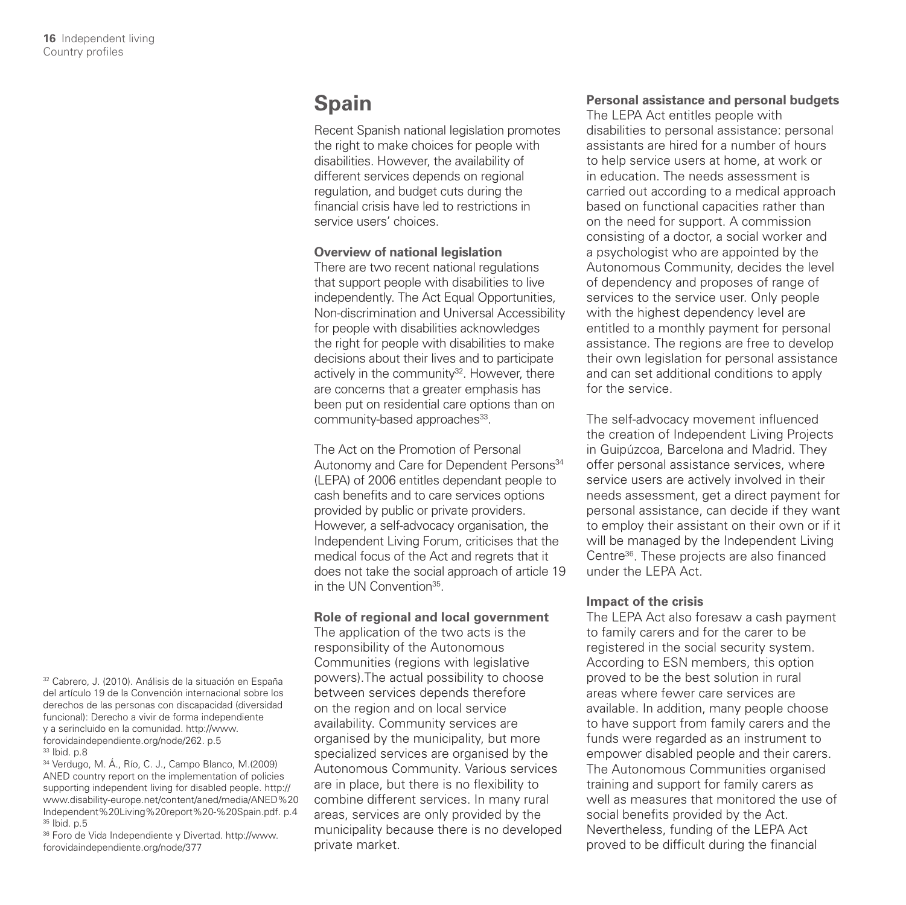# Spain

Recent Spanish national legislation promotes the right to make choices for people with disabilities. However, the availability of different services depends on regional regulation, and budget cuts during the financial crisis have led to restrictions in service users' choices.

### Overview of national legislation

There are two recent national regulations that support people with disabilities to live independently. The Act Equal Opportunities, Non-discrimination and Universal Accessibility for people with disabilities acknowledges the right for people with disabilities to make decisions about their lives and to participate actively in the community[32]. However, there are concerns that a greater emphasis has been put on residential care options than on community-based approaches[33].

The Act on the Promotion of Personal Autonomy and Care for Dependent Persons[34] (LEPA) of 2006 entitles dependant people to cash benefits and to care services options provided by public or private providers. However, a self-advocacy organisation, the Independent Living Forum, criticises that the medical focus of the Act and regrets that it does not take the social approach of article 19 in the UN Convention[35].

### Role of regional and local government

The application of the two acts is the responsibility of the Autonomous Communities (regions with legislative powers).The actual possibility to choose between services depends therefore on the region and on local service availability. Community services are organised by the municipality, but more specialized services are organised by the Autonomous Community. Various services are in place, but there is no flexibility to combine different services. In many rural areas, services are only provided by the municipality because there is no developed private market.

### Personal assistance and personal budgets

The LEPA Act entitles people with disabilities to personal assistance: personal assistants are hired for a number of hours to help service users at home, at work or in education. The needs assessment is carried out according to a medical approach based on functional capacities rather than on the need for support. A commission consisting of a doctor, a social worker and a psychologist who are appointed by the Autonomous Community, decides the level of dependency and proposes of range of services to the service user. Only people with the highest dependency level are entitled to a monthly payment for personal assistance. The regions are free to develop their own legislation for personal assistance and can set additional conditions to apply for the service.

The self-advocacy movement influenced the creation of Independent Living Projects in Guipúzcoa, Barcelona and Madrid. They offer personal assistance services, where service users are actively involved in their needs assessment, get a direct payment for personal assistance, can decide if they want to employ their assistant on their own or if it will be managed by the Independent Living Centre[36]. These projects are also financed under the LEPA Act.

### Impact of the crisis

The LEPA Act also foresaw a cash payment to family carers and for the carer to be registered in the social security system. According to ESN members, this option proved to be the best solution in rural areas where fewer care services are available. In addition, many people choose to have support from family carers and the funds were regarded as an instrument to empower disabled people and their carers. The Autonomous Communities organised training and support for family carers as well as measures that monitored the use of social benefits provided by the Act. Nevertheless, funding of the LEPA Act proved to be difficult during the financial

---

[32] Cabrero, J. (2010). Análisis de la situación en España del artículo 19 de la Convención internacional sobre los derechos de las personas con discapacidad (diversidad funcional): Derecho a vivir de forma independiente y a serincluido en la comunidad. http://www.forovidaindependiente.org/node/262. p.5

[33] Ibid. p.8

[34] Verdugo, M. Á., Río, C. J., Campo Blanco, M.(2009) ANED country report on the implementation of policies supporting independent living for disabled people. http://www.disability-europe.net/content/aned/media/ANED%20Independent%20Living%20report%20-%20Spain.pdf. p.4

[35] Ibid. p.5

[36] Foro de Vida Independiente y Divertad. http://www.forovidaindependiente.org/node/377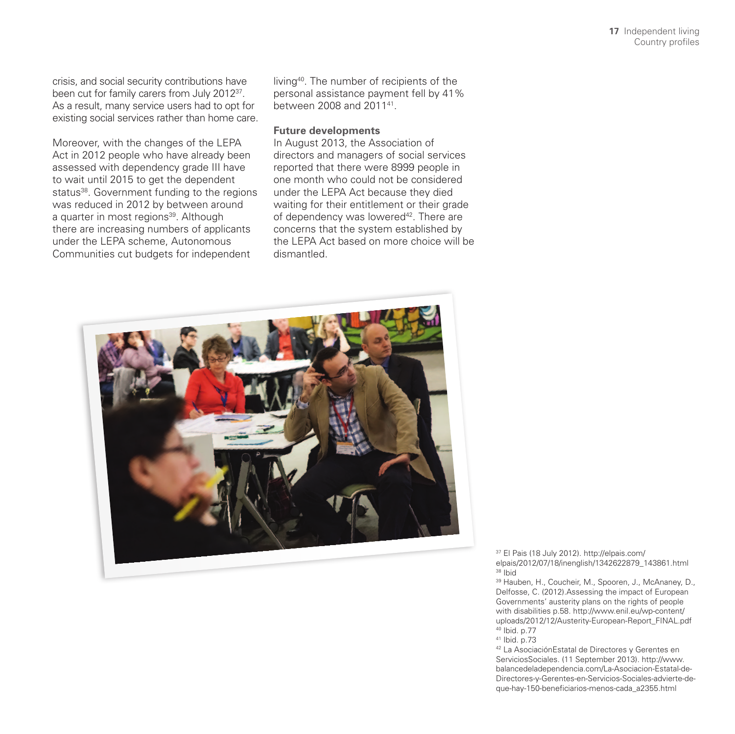crisis, and social security contributions have been cut for family carers from July 2012[37]. As a result, many service users had to opt for existing social services rather than home care.

Moreover, with the changes of the LEPA Act in 2012 people who have already been assessed with dependency grade III have to wait until 2015 to get the dependent status[38]. Government funding to the regions was reduced in 2012 by between around a quarter in most regions[39]. Although there are increasing numbers of applicants under the LEPA scheme, Autonomous Communities cut budgets for independent living[40]. The number of recipients of the personal assistance payment fell by 41% between 2008 and 2011[41].

**Future developments**

In August 2013, the Association of directors and managers of social services reported that there were 8999 people in one month who could not be considered under the LEPA Act because they died waiting for their entitlement or their grade of dependency was lowered[42]. There are concerns that the system established by the LEPA Act based on more choice will be dismantled.

[37] El Pais (18 July 2012). http://elpais.com/elpais/2012/07/18/inenglish/1342622879_143861.html
[38] Ibid
[39] Hauben, H., Coucheir, M., Spooren, J., McAnaney, D., Delfosse, C. (2012).Assessing the impact of European Governments' austerity plans on the rights of people with disabilities p.58. http://www.enil.eu/wp-content/uploads/2012/12/Austerity-European-Report_FINAL.pdf
[40] Ibid. p.77
[41] Ibid. p.73
[42] La AsociaciónEstatal de Directores y Gerentes en ServiciosSociales. (11 September 2013). http://www.balancedeladependencia.com/La-Asociacion-Estatal-de-Directores-y-Gerentes-en-Servicios-Sociales-advierte-de-que-hay-150-beneficiarios-menos-cada_a2355.html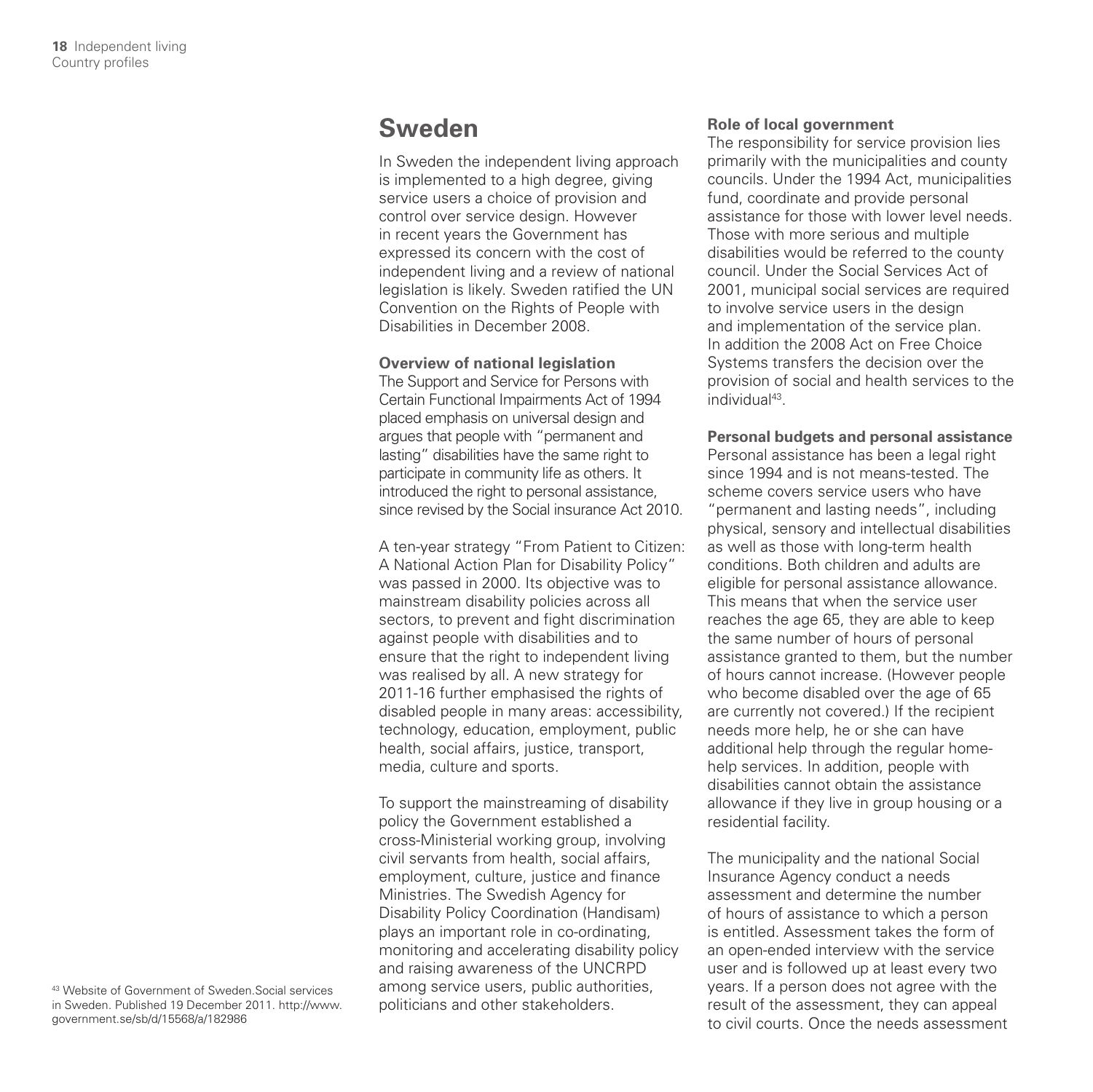## Sweden

In Sweden the independent living approach is implemented to a high degree, giving service users a choice of provision and control over service design. However in recent years the Government has expressed its concern with the cost of independent living and a review of national legislation is likely. Sweden ratified the UN Convention on the Rights of People with Disabilities in December 2008.

**Overview of national legislation**

The Support and Service for Persons with Certain Functional Impairments Act of 1994 placed emphasis on universal design and argues that people with "permanent and lasting" disabilities have the same right to participate in community life as others. It introduced the right to personal assistance, since revised by the Social insurance Act 2010.

A ten-year strategy "From Patient to Citizen: A National Action Plan for Disability Policy" was passed in 2000. Its objective was to mainstream disability policies across all sectors, to prevent and fight discrimination against people with disabilities and to ensure that the right to independent living was realised by all. A new strategy for 2011-16 further emphasised the rights of disabled people in many areas: accessibility, technology, education, employment, public health, social affairs, justice, transport, media, culture and sports.

To support the mainstreaming of disability policy the Government established a cross-Ministerial working group, involving civil servants from health, social affairs, employment, culture, justice and finance Ministries. The Swedish Agency for Disability Policy Coordination (Handisam) plays an important role in co-ordinating, monitoring and accelerating disability policy and raising awareness of the UNCRPD among service users, public authorities, politicians and other stakeholders.

**Role of local government**

The responsibility for service provision lies primarily with the municipalities and county councils. Under the 1994 Act, municipalities fund, coordinate and provide personal assistance for those with lower level needs. Those with more serious and multiple disabilities would be referred to the county council. Under the Social Services Act of 2001, municipal social services are required to involve service users in the design and implementation of the service plan. In addition the 2008 Act on Free Choice Systems transfers the decision over the provision of social and health services to the individual[43].

**Personal budgets and personal assistance**

Personal assistance has been a legal right since 1994 and is not means-tested. The scheme covers service users who have "permanent and lasting needs", including physical, sensory and intellectual disabilities as well as those with long-term health conditions. Both children and adults are eligible for personal assistance allowance. This means that when the service user reaches the age 65, they are able to keep the same number of hours of personal assistance granted to them, but the number of hours cannot increase. (However people who become disabled over the age of 65 are currently not covered.) If the recipient needs more help, he or she can have additional help through the regular home-help services. In addition, people with disabilities cannot obtain the assistance allowance if they live in group housing or a residential facility.

The municipality and the national Social Insurance Agency conduct a needs assessment and determine the number of hours of assistance to which a person is entitled. Assessment takes the form of an open-ended interview with the service user and is followed up at least every two years. If a person does not agree with the result of the assessment, they can appeal to civil courts. Once the needs assessment

[43] Website of Government of Sweden.Social services in Sweden. Published 19 December 2011. http://www.government.se/sb/d/15568/a/182986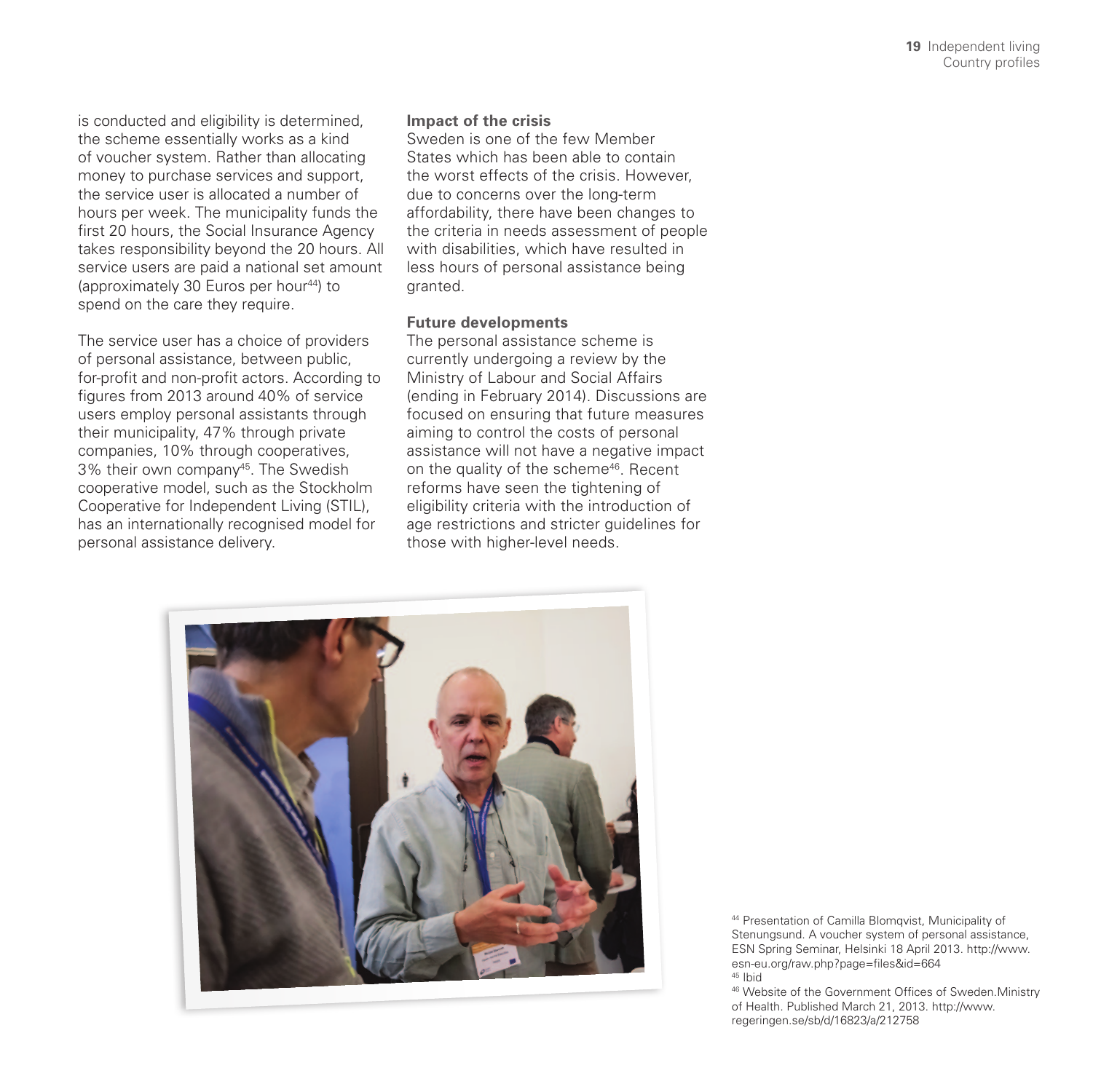is conducted and eligibility is determined, the scheme essentially works as a kind of voucher system. Rather than allocating money to purchase services and support, the service user is allocated a number of hours per week. The municipality funds the first 20 hours, the Social Insurance Agency takes responsibility beyond the 20 hours. All service users are paid a national set amount (approximately 30 Euros per hour[44]) to spend on the care they require.

The service user has a choice of providers of personal assistance, between public, for-profit and non-profit actors. According to figures from 2013 around 40% of service users employ personal assistants through their municipality, 47% through private companies, 10% through cooperatives, 3% their own company[45]. The Swedish cooperative model, such as the Stockholm Cooperative for Independent Living (STIL), has an internationally recognised model for personal assistance delivery.

**Impact of the crisis**

Sweden is one of the few Member States which has been able to contain the worst effects of the crisis. However, due to concerns over the long-term affordability, there have been changes to the criteria in needs assessment of people with disabilities, which have resulted in less hours of personal assistance being granted.

**Future developments**

The personal assistance scheme is currently undergoing a review by the Ministry of Labour and Social Affairs (ending in February 2014). Discussions are focused on ensuring that future measures aiming to control the costs of personal assistance will not have a negative impact on the quality of the scheme[46]. Recent reforms have seen the tightening of eligibility criteria with the introduction of age restrictions and stricter guidelines for those with higher-level needs.

[44] Presentation of Camilla Blomqvist, Municipality of Stenungsund. A voucher system of personal assistance, ESN Spring Seminar, Helsinki 18 April 2013. http://www.esn-eu.org/raw.php?page=files&id=664

[45] Ibid

[46] Website of the Government Offices of Sweden.Ministry of Health. Published March 21, 2013. http://www.regeringen.se/sb/d/16823/a/212758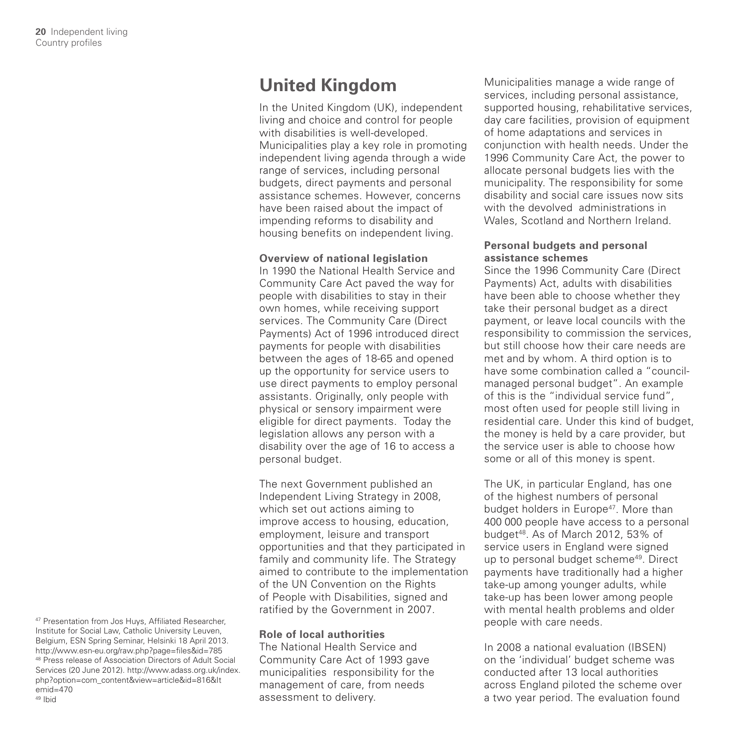## United Kingdom

In the United Kingdom (UK), independent living and choice and control for people with disabilities is well-developed. Municipalities play a key role in promoting independent living agenda through a wide range of services, including personal budgets, direct payments and personal assistance schemes. However, concerns have been raised about the impact of impending reforms to disability and housing benefits on independent living.

**Overview of national legislation**

In 1990 the National Health Service and Community Care Act paved the way for people with disabilities to stay in their own homes, while receiving support services. The Community Care (Direct Payments) Act of 1996 introduced direct payments for people with disabilities between the ages of 18-65 and opened up the opportunity for service users to use direct payments to employ personal assistants. Originally, only people with physical or sensory impairment were eligible for direct payments. Today the legislation allows any person with a disability over the age of 16 to access a personal budget.

The next Government published an Independent Living Strategy in 2008, which set out actions aiming to improve access to housing, education, employment, leisure and transport opportunities and that they participated in family and community life. The Strategy aimed to contribute to the implementation of the UN Convention on the Rights of People with Disabilities, signed and ratified by the Government in 2007.

**Role of local authorities**

The National Health Service and Community Care Act of 1993 gave municipalities responsibility for the management of care, from needs assessment to delivery.

Municipalities manage a wide range of services, including personal assistance, supported housing, rehabilitative services, day care facilities, provision of equipment of home adaptations and services in conjunction with health needs. Under the 1996 Community Care Act, the power to allocate personal budgets lies with the municipality. The responsibility for some disability and social care issues now sits with the devolved administrations in Wales, Scotland and Northern Ireland.

**Personal budgets and personal assistance schemes**

Since the 1996 Community Care (Direct Payments) Act, adults with disabilities have been able to choose whether they take their personal budget as a direct payment, or leave local councils with the responsibility to commission the services, but still choose how their care needs are met and by whom. A third option is to have some combination called a "council-managed personal budget". An example of this is the "individual service fund", most often used for people still living in residential care. Under this kind of budget, the money is held by a care provider, but the service user is able to choose how some or all of this money is spent.

The UK, in particular England, has one of the highest numbers of personal budget holders in Europe[47]. More than 400 000 people have access to a personal budget[48]. As of March 2012, 53% of service users in England were signed up to personal budget scheme[49]. Direct payments have traditionally had a higher take-up among younger adults, while take-up has been lower among people with mental health problems and older people with care needs.

In 2008 a national evaluation (IBSEN) on the 'individual' budget scheme was conducted after 13 local authorities across England piloted the scheme over a two year period. The evaluation found

[47] Presentation from Jos Huys, Affiliated Researcher, Institute for Social Law, Catholic University Leuven, Belgium, ESN Spring Seminar, Helsinki 18 April 2013. http://www.esn-eu.org/raw.php?page=files&id=785

[48] Press release of Association Directors of Adult Social Services (20 June 2012). http://www.adass.org.uk/index.php?option=com_content&view=article&id=816&Itemid=470

[49] Ibid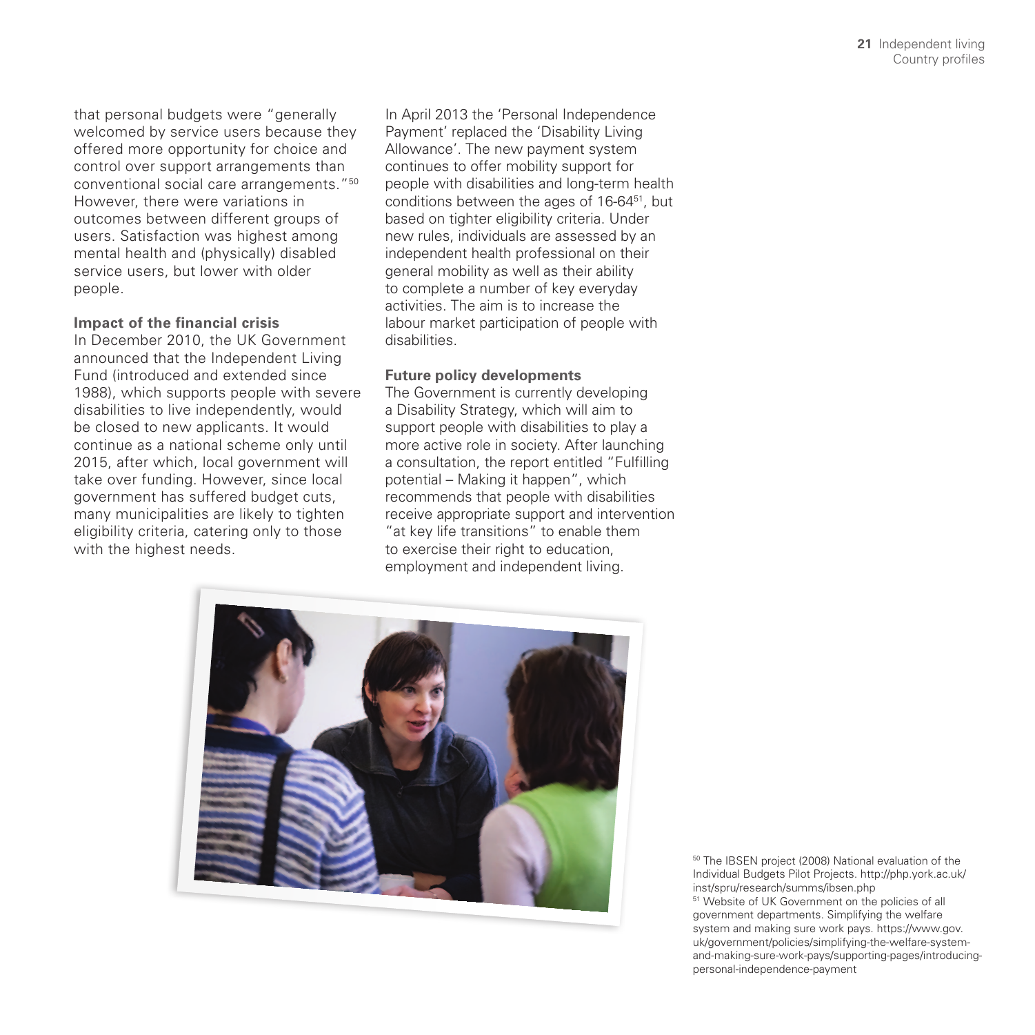that personal budgets were "generally welcomed by service users because they offered more opportunity for choice and control over support arrangements than conventional social care arrangements."[50] However, there were variations in outcomes between different groups of users. Satisfaction was highest among mental health and (physically) disabled service users, but lower with older people.

**Impact of the financial crisis**

In December 2010, the UK Government announced that the Independent Living Fund (introduced and extended since 1988), which supports people with severe disabilities to live independently, would be closed to new applicants. It would continue as a national scheme only until 2015, after which, local government will take over funding. However, since local government has suffered budget cuts, many municipalities are likely to tighten eligibility criteria, catering only to those with the highest needs.

In April 2013 the 'Personal Independence Payment' replaced the 'Disability Living Allowance'. The new payment system continues to offer mobility support for people with disabilities and long-term health conditions between the ages of 16-64[51], but based on tighter eligibility criteria. Under new rules, individuals are assessed by an independent health professional on their general mobility as well as their ability to complete a number of key everyday activities. The aim is to increase the labour market participation of people with disabilities.

**Future policy developments**

The Government is currently developing a Disability Strategy, which will aim to support people with disabilities to play a more active role in society. After launching a consultation, the report entitled "Fulfilling potential – Making it happen", which recommends that people with disabilities receive appropriate support and intervention "at key life transitions" to enable them to exercise their right to education, employment and independent living.

[50] The IBSEN project (2008) National evaluation of the Individual Budgets Pilot Projects. http://php.york.ac.uk/inst/spru/research/summs/ibsen.php

[51] Website of UK Government on the policies of all government departments. Simplifying the welfare system and making sure work pays. https://www.gov.uk/government/policies/simplifying-the-welfare-system-and-making-sure-work-pays/supporting-pages/introducing-personal-independence-payment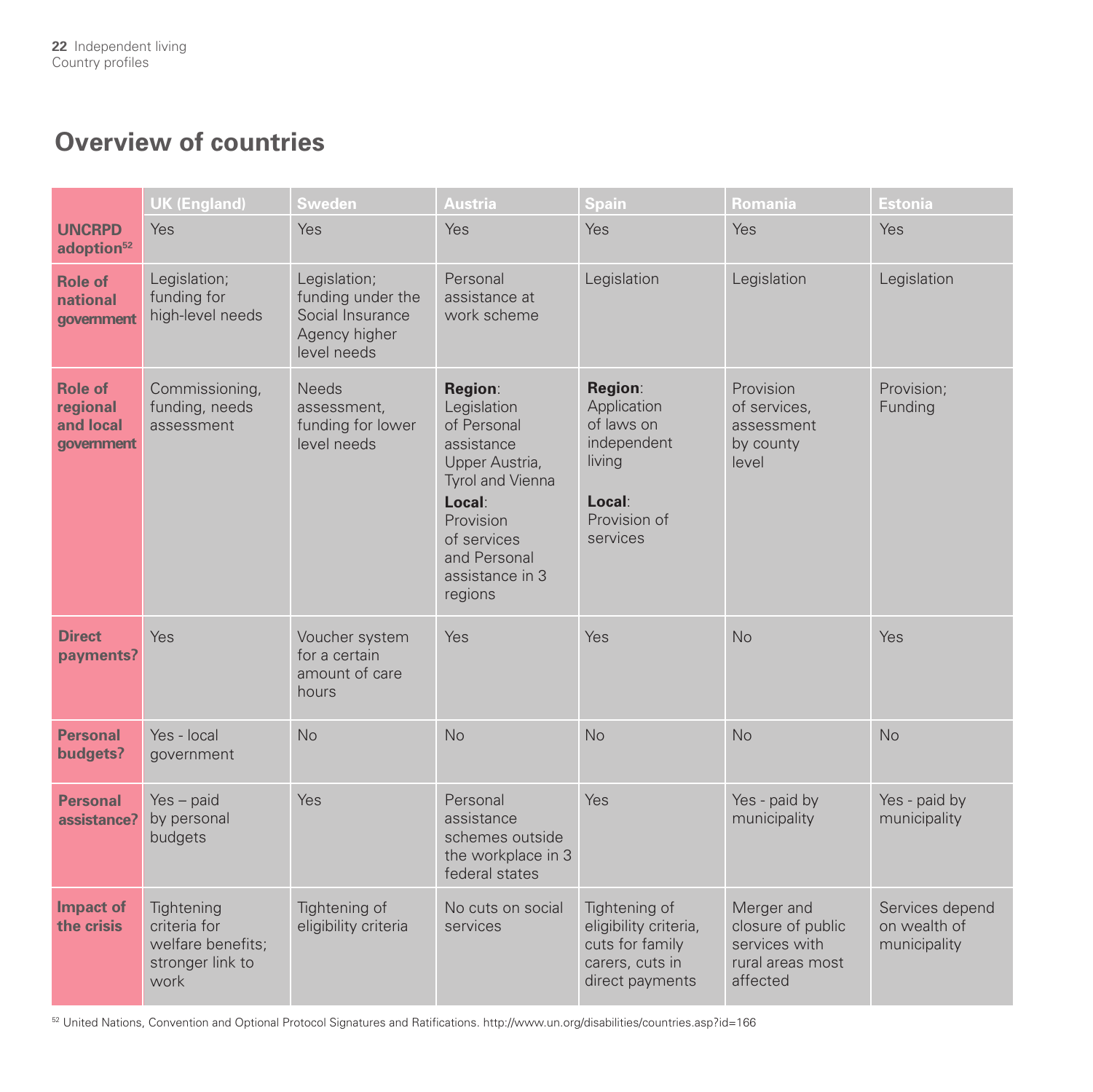## Overview of countries

| | UK (England) | Sweden | Austria | Spain | Romania | Estonia |
|---|---|---|---|---|---|---|
| **UNCRPD adoption**[52] | Yes | Yes | Yes | Yes | Yes | Yes |
| **Role of national government** | Legislation; funding for high-level needs | Legislation; funding under the Social Insurance Agency higher level needs | Personal assistance at work scheme | Legislation | Legislation | Legislation |
| **Role of regional and local government** | Commissioning, funding, needs assessment | Needs assessment, funding for lower level needs | **Region**: Legislation of Personal assistance Upper Austria, Tyrol and Vienna **Local**: Provision of services and Personal assistance in 3 regions | **Region**: Application of laws on independent living **Local**: Provision of services | Provision of services, assessment by county level | Provision; Funding |
| **Direct payments?** | Yes | Voucher system for a certain amount of care hours | Yes | Yes | No | Yes |
| **Personal budgets?** | Yes - local government | No | No | No | No | No |
| **Personal assistance?** | Yes – paid by personal budgets | Yes | Personal assistance schemes outside the workplace in 3 federal states | Yes | Yes - paid by municipality | Yes - paid by municipality |
| **Impact of the crisis** | Tightening criteria for welfare benefits; stronger link to work | Tightening of eligibility criteria | No cuts on social services | Tightening of eligibility criteria, cuts for family carers, cuts in direct payments | Merger and closure of public services with rural areas most affected | Services depend on wealth of municipality |

[52] United Nations, Convention and Optional Protocol Signatures and Ratifications. http://www.un.org/disabilities/countries.asp?id=166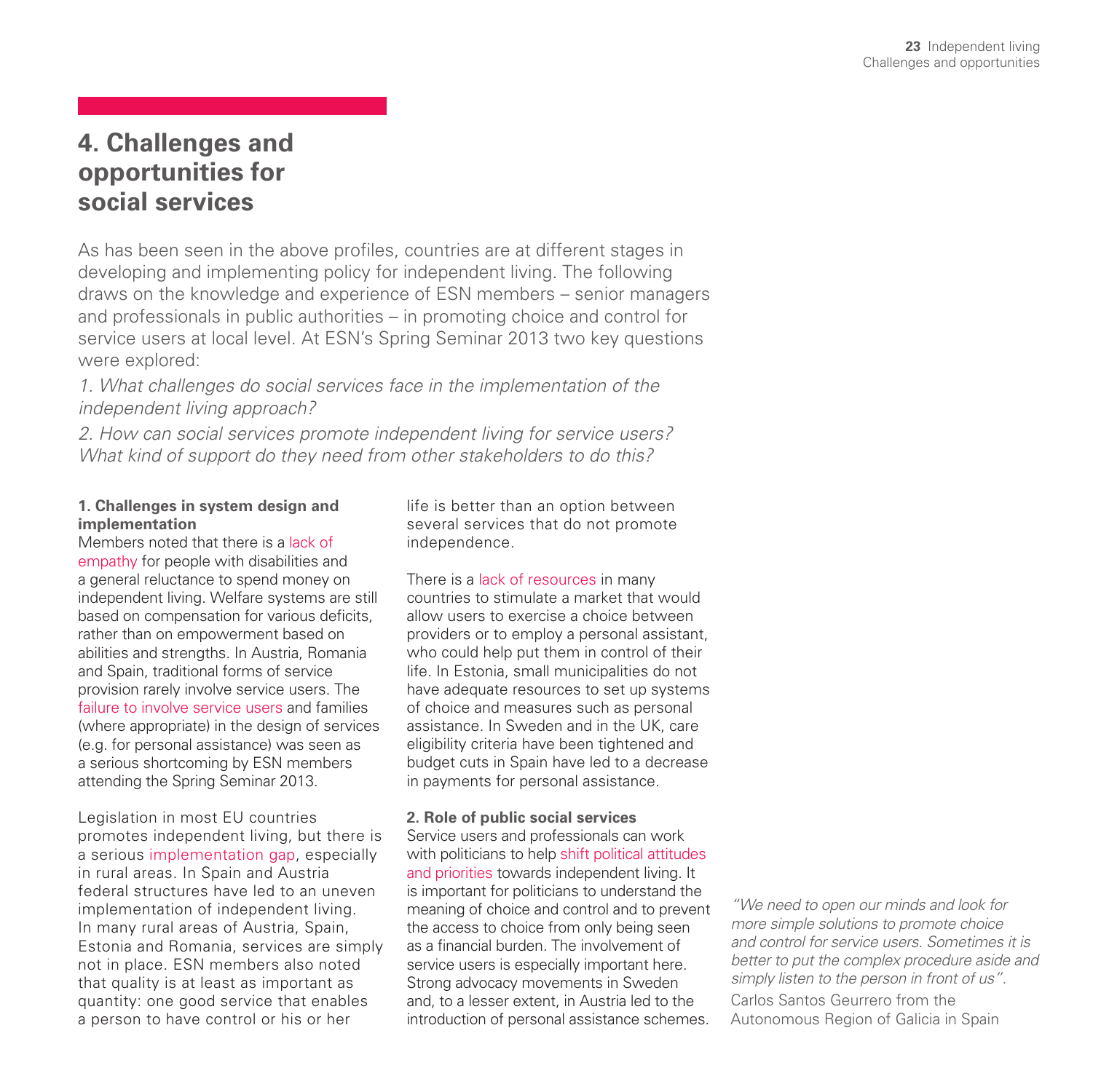# 4. Challenges and opportunities for social services

As has been seen in the above profiles, countries are at different stages in developing and implementing policy for independent living. The following draws on the knowledge and experience of ESN members – senior managers and professionals in public authorities – in promoting choice and control for service users at local level. At ESN's Spring Seminar 2013 two key questions were explored:

*1. What challenges do social services face in the implementation of the independent living approach?*

*2. How can social services promote independent living for service users? What kind of support do they need from other stakeholders to do this?*

**1. Challenges in system design and implementation**

Members noted that there is a lack of empathy for people with disabilities and a general reluctance to spend money on independent living. Welfare systems are still based on compensation for various deficits, rather than on empowerment based on abilities and strengths. In Austria, Romania and Spain, traditional forms of service provision rarely involve service users. The failure to involve service users and families (where appropriate) in the design of services (e.g. for personal assistance) was seen as a serious shortcoming by ESN members attending the Spring Seminar 2013.

Legislation in most EU countries promotes independent living, but there is a serious implementation gap, especially in rural areas. In Spain and Austria federal structures have led to an uneven implementation of independent living. In many rural areas of Austria, Spain, Estonia and Romania, services are simply not in place. ESN members also noted that quality is at least as important as quantity: one good service that enables a person to have control or his or her life is better than an option between several services that do not promote independence.

There is a lack of resources in many countries to stimulate a market that would allow users to exercise a choice between providers or to employ a personal assistant, who could help put them in control of their life. In Estonia, small municipalities do not have adequate resources to set up systems of choice and measures such as personal assistance. In Sweden and in the UK, care eligibility criteria have been tightened and budget cuts in Spain have led to a decrease in payments for personal assistance.

**2. Role of public social services**

Service users and professionals can work with politicians to help shift political attitudes and priorities towards independent living. It is important for politicians to understand the meaning of choice and control and to prevent the access to choice from only being seen as a financial burden. The involvement of service users is especially important here. Strong advocacy movements in Sweden and, to a lesser extent, in Austria led to the introduction of personal assistance schemes.

*"We need to open our minds and look for more simple solutions to promote choice and control for service users. Sometimes it is better to put the complex procedure aside and simply listen to the person in front of us".*

Carlos Santos Geurrero from the Autonomous Region of Galicia in Spain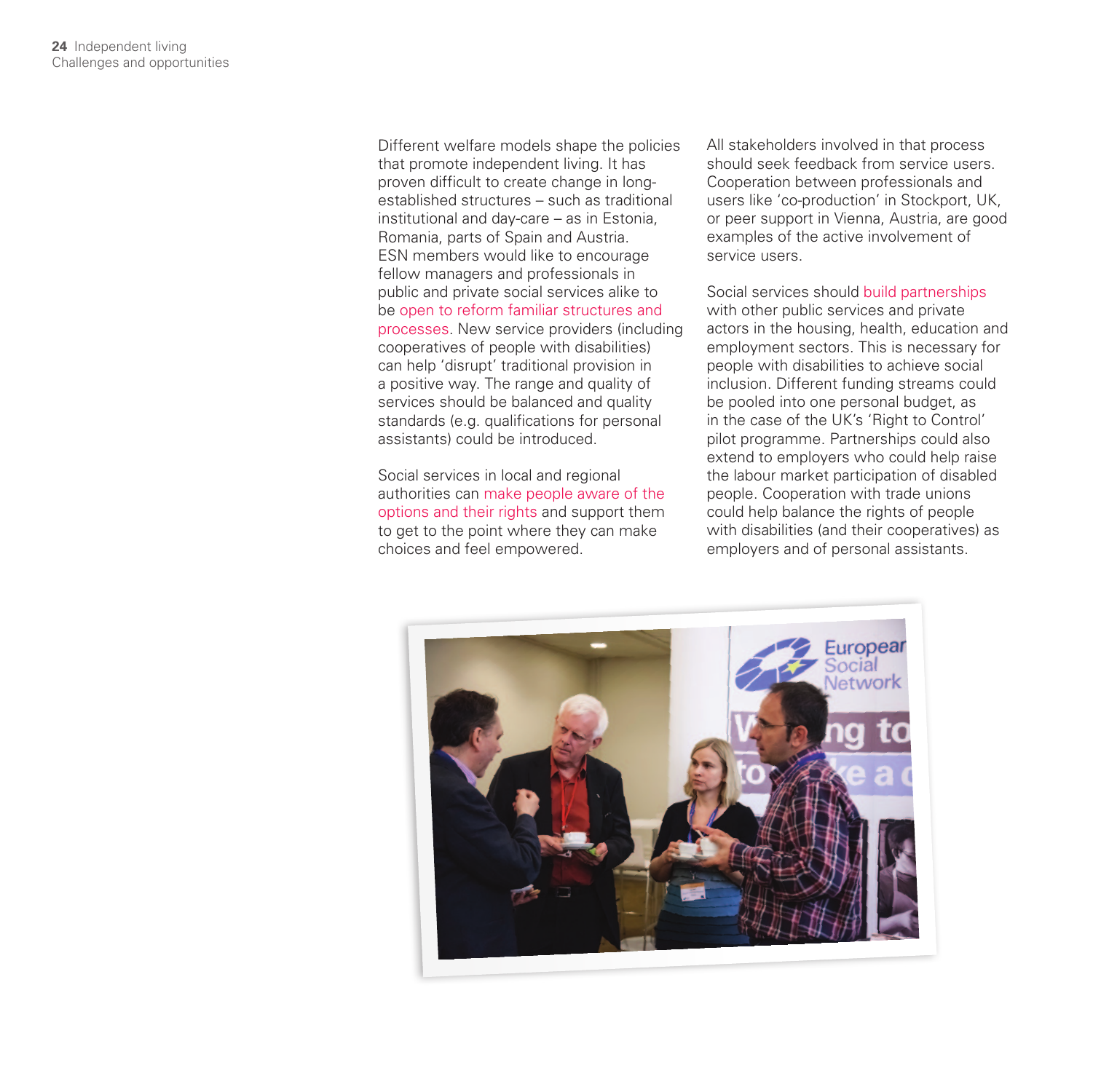Different welfare models shape the policies that promote independent living. It has proven difficult to create change in long-established structures – such as traditional institutional and day-care – as in Estonia, Romania, parts of Spain and Austria. ESN members would like to encourage fellow managers and professionals in public and private social services alike to be open to reform familiar structures and processes. New service providers (including cooperatives of people with disabilities) can help 'disrupt' traditional provision in a positive way. The range and quality of services should be balanced and quality standards (e.g. qualifications for personal assistants) could be introduced.

Social services in local and regional authorities can make people aware of the options and their rights and support them to get to the point where they can make choices and feel empowered.

All stakeholders involved in that process should seek feedback from service users. Cooperation between professionals and users like 'co-production' in Stockport, UK, or peer support in Vienna, Austria, are good examples of the active involvement of service users.

Social services should build partnerships with other public services and private actors in the housing, health, education and employment sectors. This is necessary for people with disabilities to achieve social inclusion. Different funding streams could be pooled into one personal budget, as in the case of the UK's 'Right to Control' pilot programme. Partnerships could also extend to employers who could help raise the labour market participation of disabled people. Cooperation with trade unions could help balance the rights of people with disabilities (and their cooperatives) as employers and of personal assistants.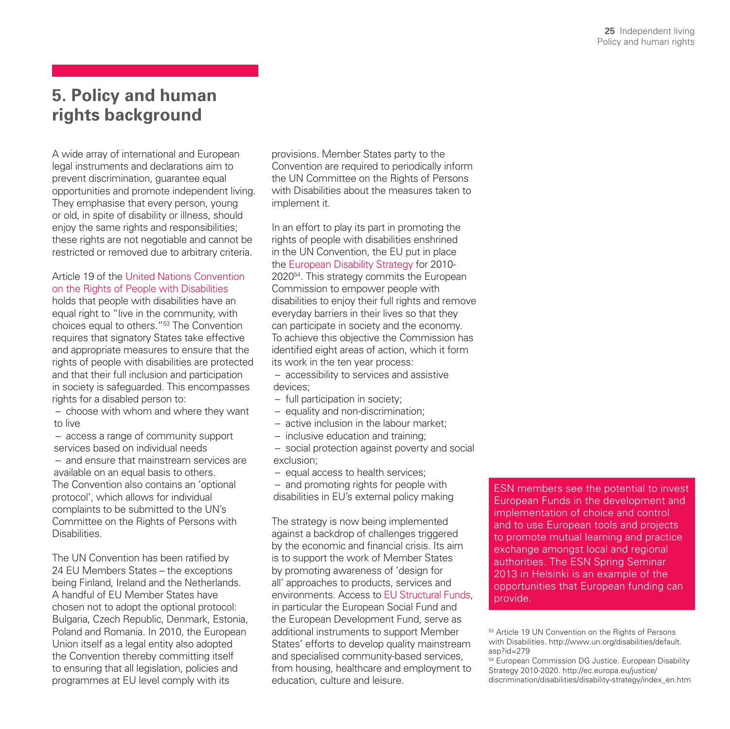# 5. Policy and human rights background

A wide array of international and European legal instruments and declarations aim to prevent discrimination, guarantee equal opportunities and promote independent living. They emphasise that every person, young or old, in spite of disability or illness, should enjoy the same rights and responsibilities; these rights are not negotiable and cannot be restricted or removed due to arbitrary criteria.

Article 19 of the United Nations Convention on the Rights of People with Disabilities holds that people with disabilities have an equal right to "live in the community, with choices equal to others."[53] The Convention requires that signatory States take effective and appropriate measures to ensure that the rights of people with disabilities are protected and that their full inclusion and participation in society is safeguarded. This encompasses rights for a disabled person to:

– choose with whom and where they want to live

– access a range of community support services based on individual needs

– and ensure that mainstream services are available on an equal basis to others.

The Convention also contains an 'optional protocol', which allows for individual complaints to be submitted to the UN's Committee on the Rights of Persons with Disabilities.

The UN Convention has been ratified by 24 EU Members States – the exceptions being Finland, Ireland and the Netherlands. A handful of EU Member States have chosen not to adopt the optional protocol: Bulgaria, Czech Republic, Denmark, Estonia, Poland and Romania. In 2010, the European Union itself as a legal entity also adopted the Convention thereby committing itself to ensuring that all legislation, policies and programmes at EU level comply with its provisions. Member States party to the Convention are required to periodically inform the UN Committee on the Rights of Persons with Disabilities about the measures taken to implement it.

In an effort to play its part in promoting the rights of people with disabilities enshrined in the UN Convention, the EU put in place the European Disability Strategy for 2010-2020[54]. This strategy commits the European Commission to empower people with disabilities to enjoy their full rights and remove everyday barriers in their lives so that they can participate in society and the economy. To achieve this objective the Commission has identified eight areas of action, which it form its work in the ten year process:

– accessibility to services and assistive devices;
– full participation in society;
– equality and non-discrimination;
– active inclusion in the labour market;
– inclusive education and training;
– social protection against poverty and social exclusion;
– equal access to health services;
– and promoting rights for people with disabilities in EU's external policy making

The strategy is now being implemented against a backdrop of challenges triggered by the economic and financial crisis. Its aim is to support the work of Member States by promoting awareness of 'design for all' approaches to products, services and environments. Access to EU Structural Funds, in particular the European Social Fund and the European Development Fund, serve as additional instruments to support Member States' efforts to develop quality mainstream and specialised community-based services, from housing, healthcare and employment to education, culture and leisure.

ESN members see the potential to invest European Funds in the development and implementation of choice and control and to use European tools and projects to promote mutual learning and practice exchange amongst local and regional authorities. The ESN Spring Seminar 2013 in Helsinki is an example of the opportunities that European funding can provide.

[53] Article 19 UN Convention on the Rights of Persons with Disabilities. http://www.un.org/disabilities/default.asp?id=279

[54] European Commission DG Justice. European Disability Strategy 2010-2020. http://ec.europa.eu/justice/discrimination/disabilities/disability-strategy/index_en.htm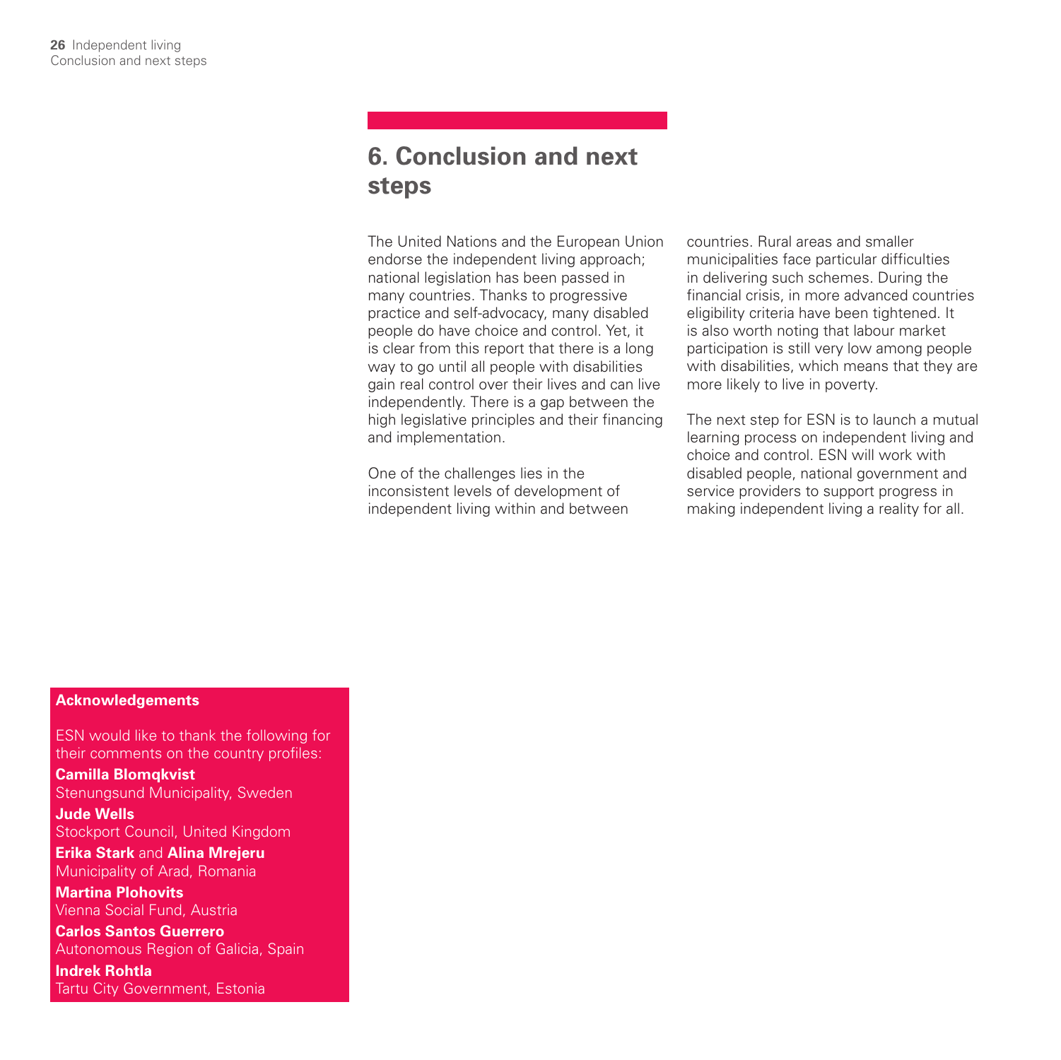# 6. Conclusion and next steps

The United Nations and the European Union endorse the independent living approach; national legislation has been passed in many countries. Thanks to progressive practice and self-advocacy, many disabled people do have choice and control. Yet, it is clear from this report that there is a long way to go until all people with disabilities gain real control over their lives and can live independently. There is a gap between the high legislative principles and their financing and implementation.

One of the challenges lies in the inconsistent levels of development of independent living within and between countries. Rural areas and smaller municipalities face particular difficulties in delivering such schemes. During the financial crisis, in more advanced countries eligibility criteria have been tightened. It is also worth noting that labour market participation is still very low among people with disabilities, which means that they are more likely to live in poverty.

The next step for ESN is to launch a mutual learning process on independent living and choice and control. ESN will work with disabled people, national government and service providers to support progress in making independent living a reality for all.

**Acknowledgements**

ESN would like to thank the following for their comments on the country profiles:

**Camilla Blomqkvist**
Stenungsund Municipality, Sweden

**Jude Wells**
Stockport Council, United Kingdom

**Erika Stark** and **Alina Mrejeru**
Municipality of Arad, Romania

**Martina Plohovits**
Vienna Social Fund, Austria

**Carlos Santos Guerrero**
Autonomous Region of Galicia, Spain

**Indrek Rohtla**
Tartu City Government, Estonia